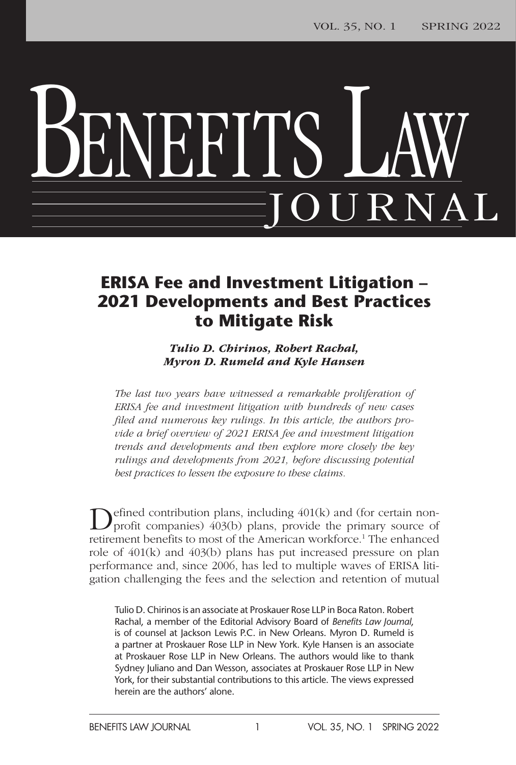# ERISA Fee and Investment Litigation – 2021 Developments and Best Practices to Mitigate Risk

***Tulio D. Chirinos, Robert Rachal, Myron D. Rumeld and Kyle Hansen***

*The last two years have witnessed a remarkable proliferation of ERISA fee and investment litigation with hundreds of new cases filed and numerous key rulings. In this article, the authors provide a brief overview of 2021 ERISA fee and investment litigation trends and developments and then explore more closely the key rulings and developments from 2021, before discussing potential best practices to lessen the exposure to these claims.*

Defined contribution plans, including 401(k) and (for certain non-profit companies) 403(b) plans, provide the primary source of retirement benefits to most of the American workforce.[1] The enhanced role of 401(k) and 403(b) plans has put increased pressure on plan performance and, since 2006, has led to multiple waves of ERISA litigation challenging the fees and the selection and retention of mutual

Tulio D. Chirinos is an associate at Proskauer Rose LLP in Boca Raton. Robert Rachal, a member of the Editorial Advisory Board of *Benefits Law Journal*, is of counsel at Jackson Lewis P.C. in New Orleans. Myron D. Rumeld is a partner at Proskauer Rose LLP in New York. Kyle Hansen is an associate at Proskauer Rose LLP in New Orleans. The authors would like to thank Sydney Juliano and Dan Wesson, associates at Proskauer Rose LLP in New York, for their substantial contributions to this article. The views expressed herein are the authors' alone.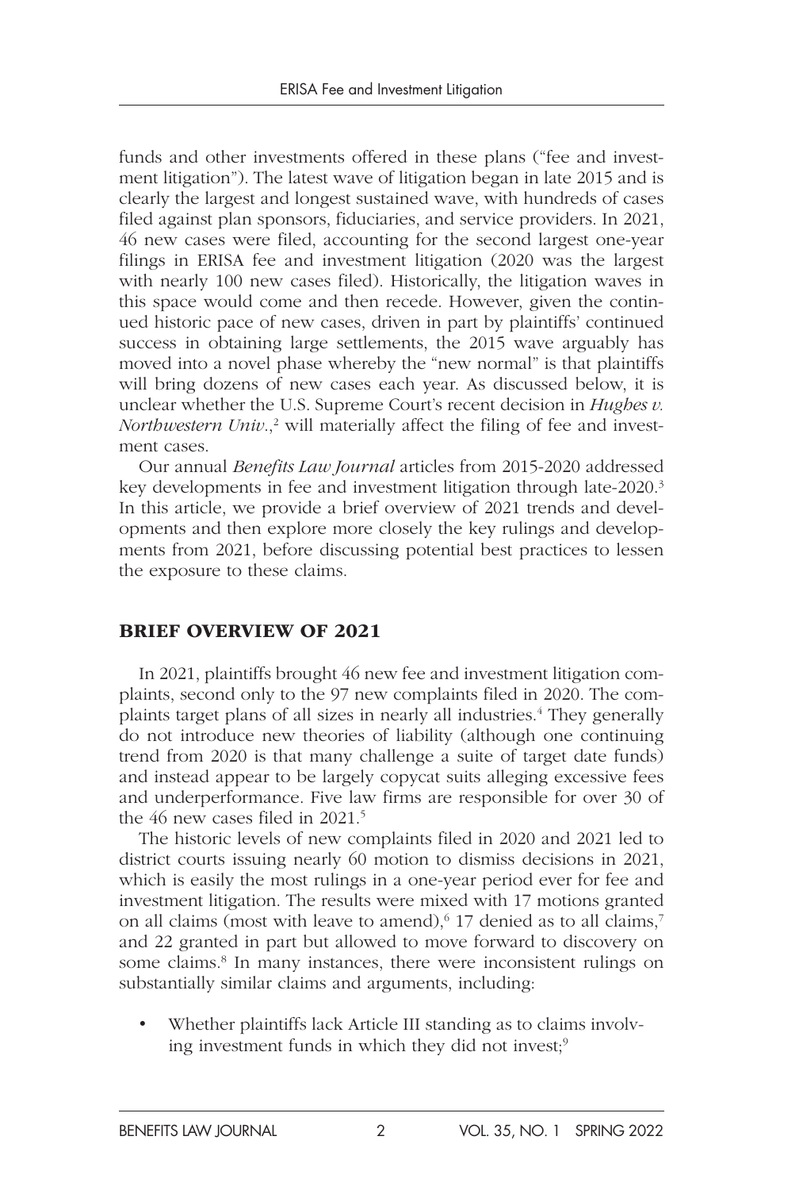funds and other investments offered in these plans ("fee and investment litigation"). The latest wave of litigation began in late 2015 and is clearly the largest and longest sustained wave, with hundreds of cases filed against plan sponsors, fiduciaries, and service providers. In 2021, 46 new cases were filed, accounting for the second largest one-year filings in ERISA fee and investment litigation (2020 was the largest with nearly 100 new cases filed). Historically, the litigation waves in this space would come and then recede. However, given the continued historic pace of new cases, driven in part by plaintiffs' continued success in obtaining large settlements, the 2015 wave arguably has moved into a novel phase whereby the "new normal" is that plaintiffs will bring dozens of new cases each year. As discussed below, it is unclear whether the U.S. Supreme Court's recent decision in *Hughes v. Northwestern Univ.*,[2] will materially affect the filing of fee and investment cases.

Our annual *Benefits Law Journal* articles from 2015-2020 addressed key developments in fee and investment litigation through late-2020.[3] In this article, we provide a brief overview of 2021 trends and developments and then explore more closely the key rulings and developments from 2021, before discussing potential best practices to lessen the exposure to these claims.

## BRIEF OVERVIEW OF 2021

In 2021, plaintiffs brought 46 new fee and investment litigation complaints, second only to the 97 new complaints filed in 2020. The complaints target plans of all sizes in nearly all industries.[4] They generally do not introduce new theories of liability (although one continuing trend from 2020 is that many challenge a suite of target date funds) and instead appear to be largely copycat suits alleging excessive fees and underperformance. Five law firms are responsible for over 30 of the 46 new cases filed in 2021.[5]

The historic levels of new complaints filed in 2020 and 2021 led to district courts issuing nearly 60 motion to dismiss decisions in 2021, which is easily the most rulings in a one-year period ever for fee and investment litigation. The results were mixed with 17 motions granted on all claims (most with leave to amend),[6] 17 denied as to all claims,[7] and 22 granted in part but allowed to move forward to discovery on some claims.[8] In many instances, there were inconsistent rulings on substantially similar claims and arguments, including:

- Whether plaintiffs lack Article III standing as to claims involving investment funds in which they did not invest;[9]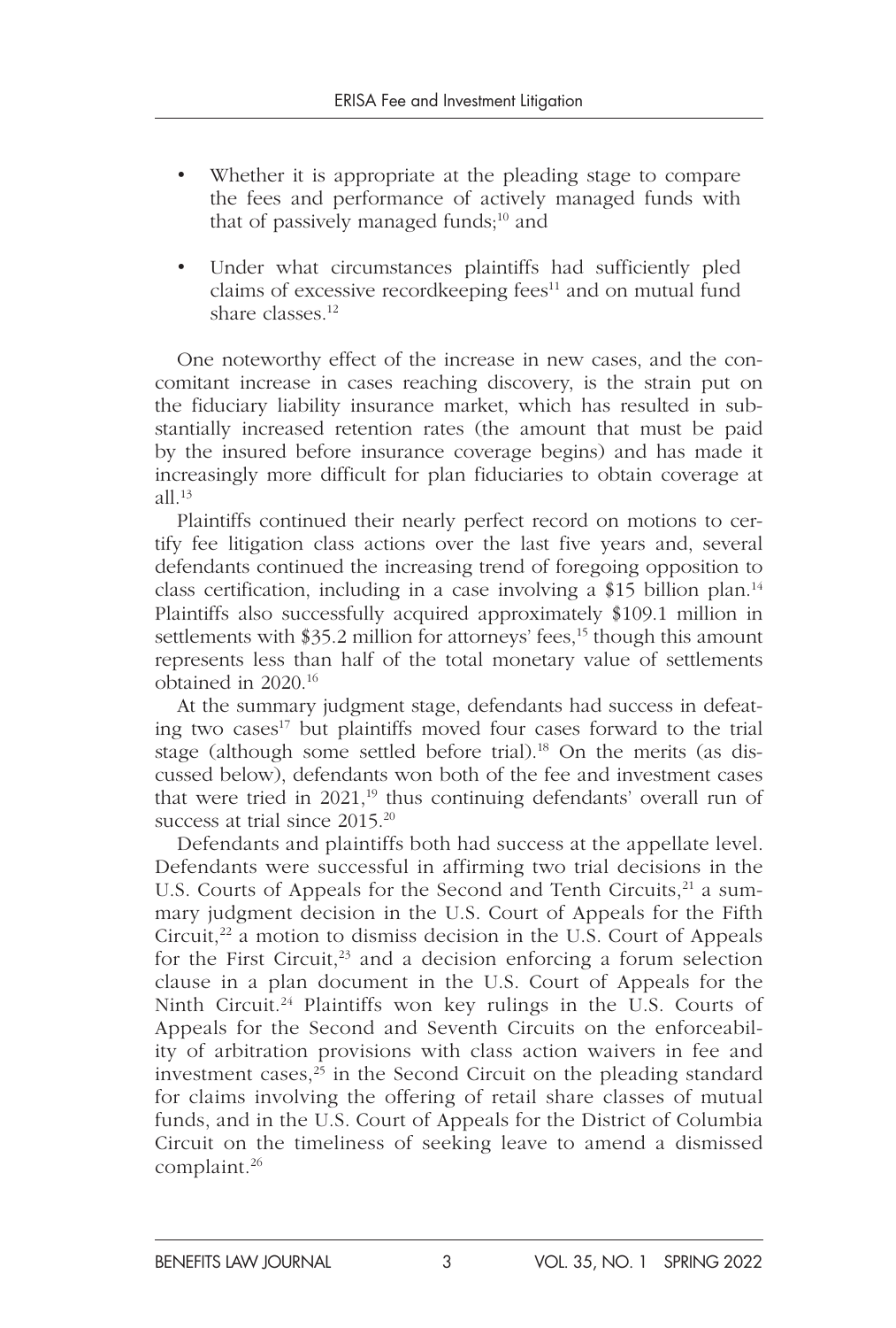- Whether it is appropriate at the pleading stage to compare the fees and performance of actively managed funds with that of passively managed funds;[10] and
- Under what circumstances plaintiffs had sufficiently pled claims of excessive recordkeeping fees[11] and on mutual fund share classes.[12]

One noteworthy effect of the increase in new cases, and the concomitant increase in cases reaching discovery, is the strain put on the fiduciary liability insurance market, which has resulted in substantially increased retention rates (the amount that must be paid by the insured before insurance coverage begins) and has made it increasingly more difficult for plan fiduciaries to obtain coverage at all.[13]

Plaintiffs continued their nearly perfect record on motions to certify fee litigation class actions over the last five years and, several defendants continued the increasing trend of foregoing opposition to class certification, including in a case involving a $15 billion plan.[14] Plaintiffs also successfully acquired approximately $109.1 million in settlements with $35.2 million for attorneys' fees,[15] though this amount represents less than half of the total monetary value of settlements obtained in 2020.[16]

At the summary judgment stage, defendants had success in defeating two cases[17] but plaintiffs moved four cases forward to the trial stage (although some settled before trial).[18] On the merits (as discussed below), defendants won both of the fee and investment cases that were tried in 2021,[19] thus continuing defendants' overall run of success at trial since 2015.[20]

Defendants and plaintiffs both had success at the appellate level. Defendants were successful in affirming two trial decisions in the U.S. Courts of Appeals for the Second and Tenth Circuits,[21] a summary judgment decision in the U.S. Court of Appeals for the Fifth Circuit,[22] a motion to dismiss decision in the U.S. Court of Appeals for the First Circuit,[23] and a decision enforcing a forum selection clause in a plan document in the U.S. Court of Appeals for the Ninth Circuit.[24] Plaintiffs won key rulings in the U.S. Courts of Appeals for the Second and Seventh Circuits on the enforceability of arbitration provisions with class action waivers in fee and investment cases,[25] in the Second Circuit on the pleading standard for claims involving the offering of retail share classes of mutual funds, and in the U.S. Court of Appeals for the District of Columbia Circuit on the timeliness of seeking leave to amend a dismissed complaint.[26]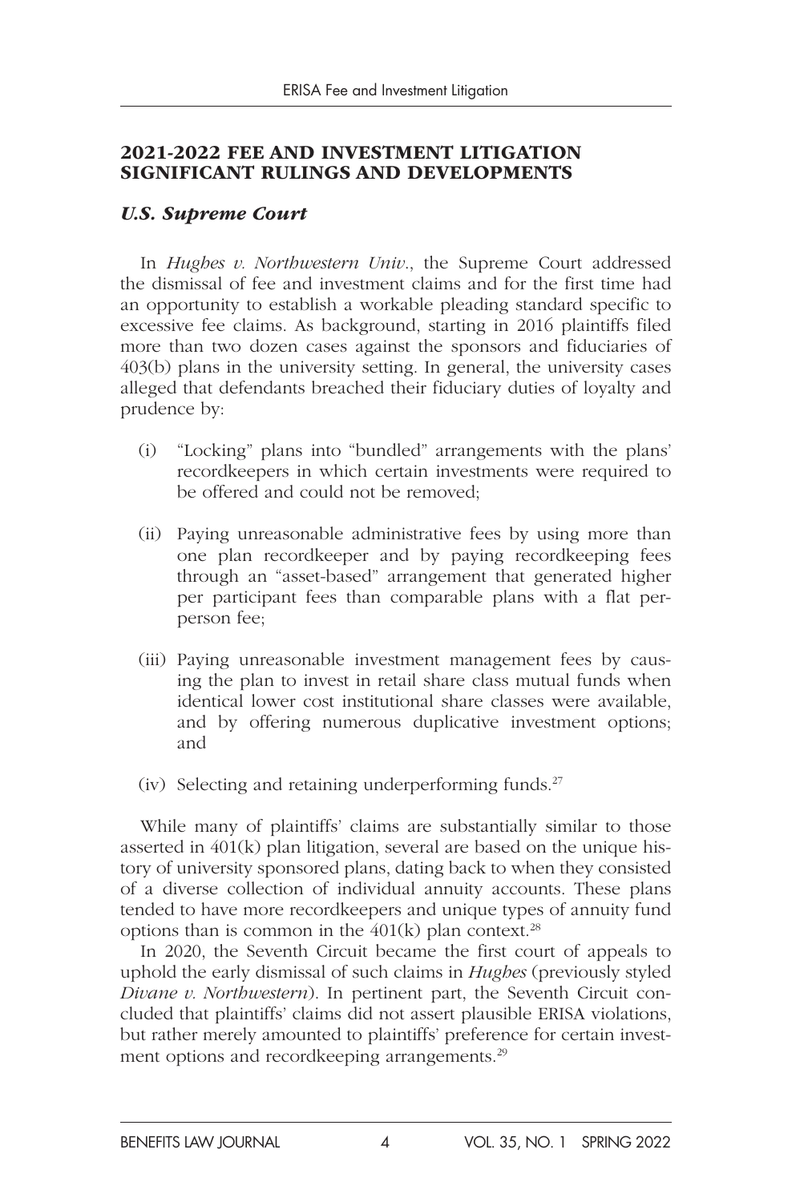## 2021-2022 FEE AND INVESTMENT LITIGATION SIGNIFICANT RULINGS AND DEVELOPMENTS

### *U.S. Supreme Court*

In *Hughes v. Northwestern Univ.*, the Supreme Court addressed the dismissal of fee and investment claims and for the first time had an opportunity to establish a workable pleading standard specific to excessive fee claims. As background, starting in 2016 plaintiffs filed more than two dozen cases against the sponsors and fiduciaries of 403(b) plans in the university setting. In general, the university cases alleged that defendants breached their fiduciary duties of loyalty and prudence by:

(i) "Locking" plans into "bundled" arrangements with the plans' recordkeepers in which certain investments were required to be offered and could not be removed;

(ii) Paying unreasonable administrative fees by using more than one plan recordkeeper and by paying recordkeeping fees through an "asset-based" arrangement that generated higher per participant fees than comparable plans with a flat per-person fee;

(iii) Paying unreasonable investment management fees by causing the plan to invest in retail share class mutual funds when identical lower cost institutional share classes were available, and by offering numerous duplicative investment options; and

(iv) Selecting and retaining underperforming funds.[27]

While many of plaintiffs' claims are substantially similar to those asserted in 401(k) plan litigation, several are based on the unique history of university sponsored plans, dating back to when they consisted of a diverse collection of individual annuity accounts. These plans tended to have more recordkeepers and unique types of annuity fund options than is common in the 401(k) plan context.[28]

In 2020, the Seventh Circuit became the first court of appeals to uphold the early dismissal of such claims in *Hughes* (previously styled *Divane v. Northwestern*). In pertinent part, the Seventh Circuit concluded that plaintiffs' claims did not assert plausible ERISA violations, but rather merely amounted to plaintiffs' preference for certain investment options and recordkeeping arrangements.[29]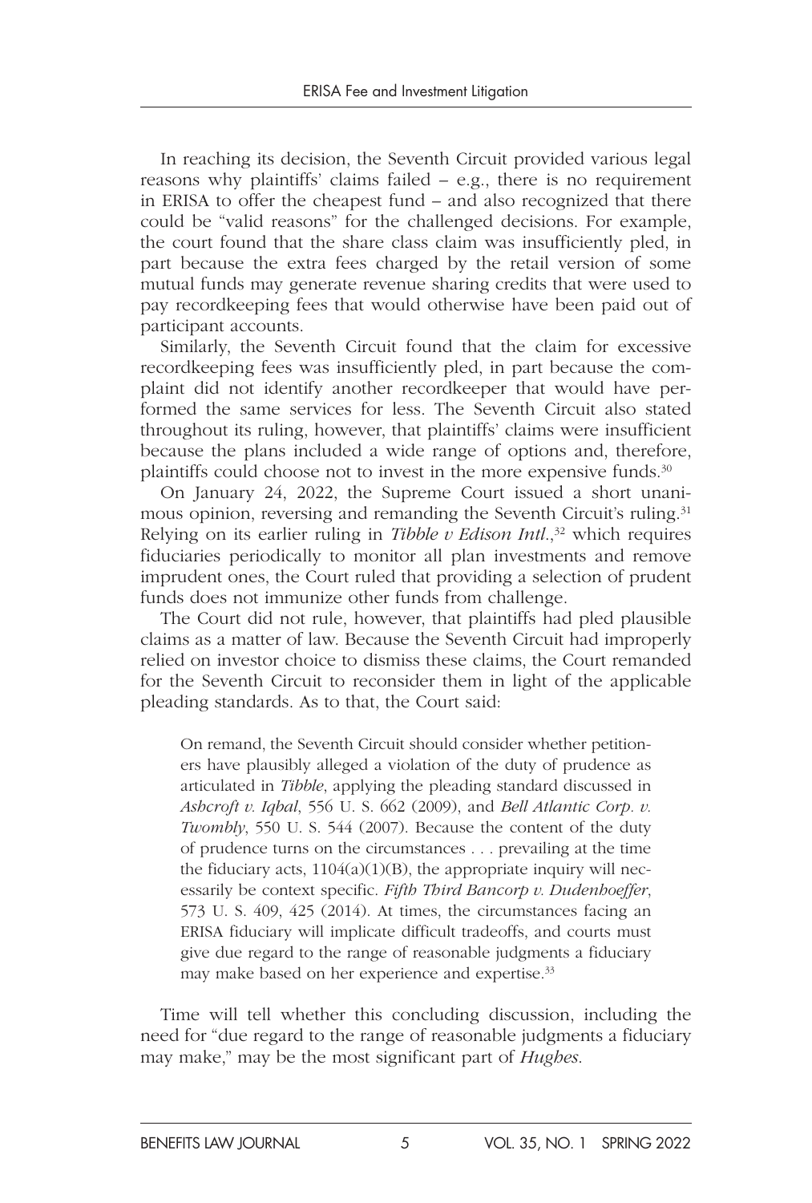In reaching its decision, the Seventh Circuit provided various legal reasons why plaintiffs' claims failed – e.g., there is no requirement in ERISA to offer the cheapest fund – and also recognized that there could be "valid reasons" for the challenged decisions. For example, the court found that the share class claim was insufficiently pled, in part because the extra fees charged by the retail version of some mutual funds may generate revenue sharing credits that were used to pay recordkeeping fees that would otherwise have been paid out of participant accounts.

Similarly, the Seventh Circuit found that the claim for excessive recordkeeping fees was insufficiently pled, in part because the complaint did not identify another recordkeeper that would have performed the same services for less. The Seventh Circuit also stated throughout its ruling, however, that plaintiffs' claims were insufficient because the plans included a wide range of options and, therefore, plaintiffs could choose not to invest in the more expensive funds.[30]

On January 24, 2022, the Supreme Court issued a short unanimous opinion, reversing and remanding the Seventh Circuit's ruling.[31] Relying on its earlier ruling in *Tibble v Edison Intl.*,[32] which requires fiduciaries periodically to monitor all plan investments and remove imprudent ones, the Court ruled that providing a selection of prudent funds does not immunize other funds from challenge.

The Court did not rule, however, that plaintiffs had pled plausible claims as a matter of law. Because the Seventh Circuit had improperly relied on investor choice to dismiss these claims, the Court remanded for the Seventh Circuit to reconsider them in light of the applicable pleading standards. As to that, the Court said:

> On remand, the Seventh Circuit should consider whether petitioners have plausibly alleged a violation of the duty of prudence as articulated in *Tibble*, applying the pleading standard discussed in *Ashcroft v. Iqbal*, 556 U. S. 662 (2009), and *Bell Atlantic Corp. v. Twombly*, 550 U. S. 544 (2007). Because the content of the duty of prudence turns on the circumstances . . . prevailing at the time the fiduciary acts, 1104(a)(1)(B), the appropriate inquiry will necessarily be context specific. *Fifth Third Bancorp v. Dudenhoeffer*, 573 U. S. 409, 425 (2014). At times, the circumstances facing an ERISA fiduciary will implicate difficult tradeoffs, and courts must give due regard to the range of reasonable judgments a fiduciary may make based on her experience and expertise.[33]

Time will tell whether this concluding discussion, including the need for "due regard to the range of reasonable judgments a fiduciary may make," may be the most significant part of *Hughes*.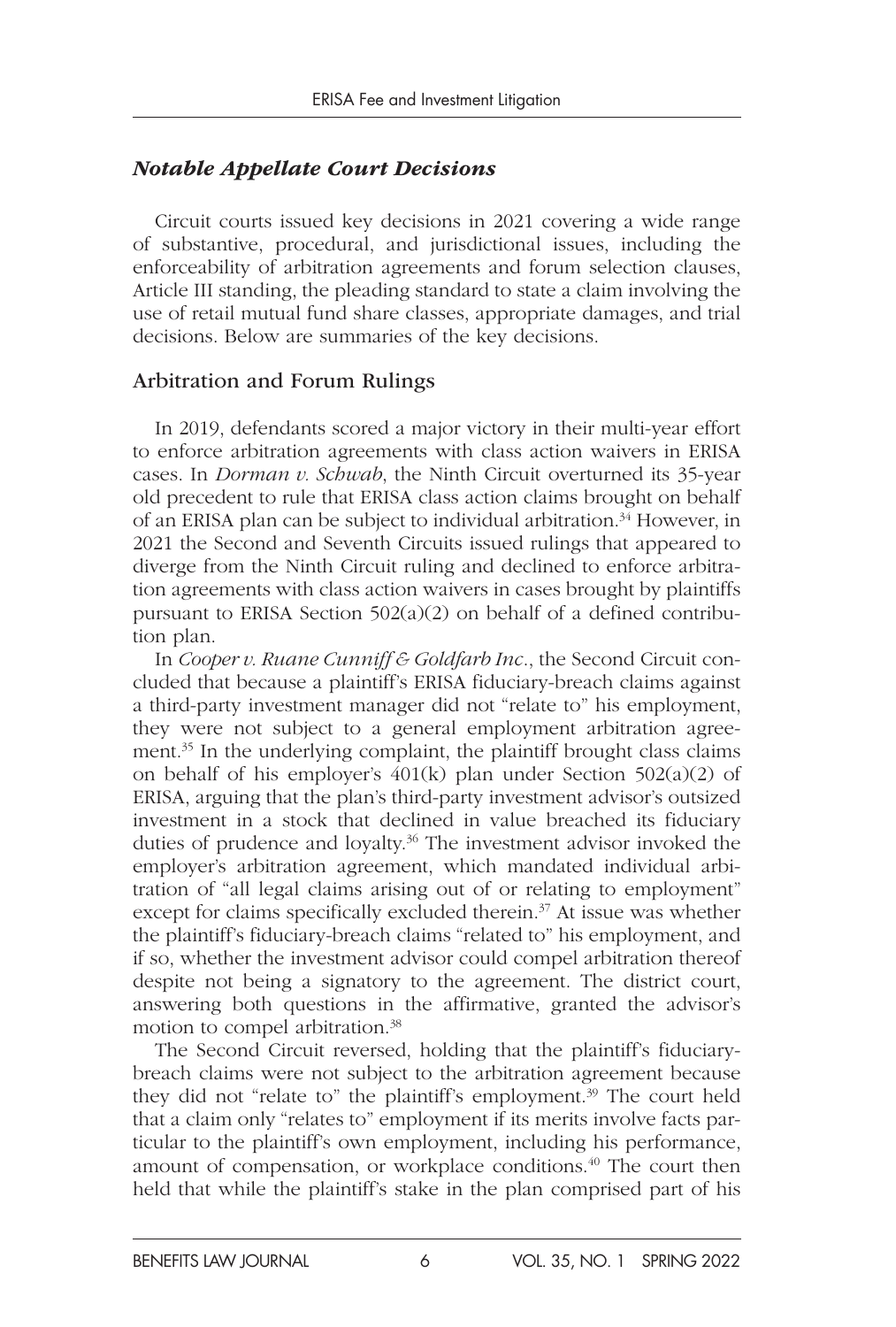### *Notable Appellate Court Decisions*

Circuit courts issued key decisions in 2021 covering a wide range of substantive, procedural, and jurisdictional issues, including the enforceability of arbitration agreements and forum selection clauses, Article III standing, the pleading standard to state a claim involving the use of retail mutual fund share classes, appropriate damages, and trial decisions. Below are summaries of the key decisions.

#### Arbitration and Forum Rulings

In 2019, defendants scored a major victory in their multi-year effort to enforce arbitration agreements with class action waivers in ERISA cases. In *Dorman v. Schwab*, the Ninth Circuit overturned its 35-year old precedent to rule that ERISA class action claims brought on behalf of an ERISA plan can be subject to individual arbitration.[34] However, in 2021 the Second and Seventh Circuits issued rulings that appeared to diverge from the Ninth Circuit ruling and declined to enforce arbitration agreements with class action waivers in cases brought by plaintiffs pursuant to ERISA Section 502(a)(2) on behalf of a defined contribution plan.

In *Cooper v. Ruane Cunniff & Goldfarb Inc.*, the Second Circuit concluded that because a plaintiff's ERISA fiduciary-breach claims against a third-party investment manager did not "relate to" his employment, they were not subject to a general employment arbitration agreement.[35] In the underlying complaint, the plaintiff brought class claims on behalf of his employer's 401(k) plan under Section 502(a)(2) of ERISA, arguing that the plan's third-party investment advisor's outsized investment in a stock that declined in value breached its fiduciary duties of prudence and loyalty.[36] The investment advisor invoked the employer's arbitration agreement, which mandated individual arbitration of "all legal claims arising out of or relating to employment" except for claims specifically excluded therein.[37] At issue was whether the plaintiff's fiduciary-breach claims "related to" his employment, and if so, whether the investment advisor could compel arbitration thereof despite not being a signatory to the agreement. The district court, answering both questions in the affirmative, granted the advisor's motion to compel arbitration.[38]

The Second Circuit reversed, holding that the plaintiff's fiduciary-breach claims were not subject to the arbitration agreement because they did not "relate to" the plaintiff's employment.[39] The court held that a claim only "relates to" employment if its merits involve facts particular to the plaintiff's own employment, including his performance, amount of compensation, or workplace conditions.[40] The court then held that while the plaintiff's stake in the plan comprised part of his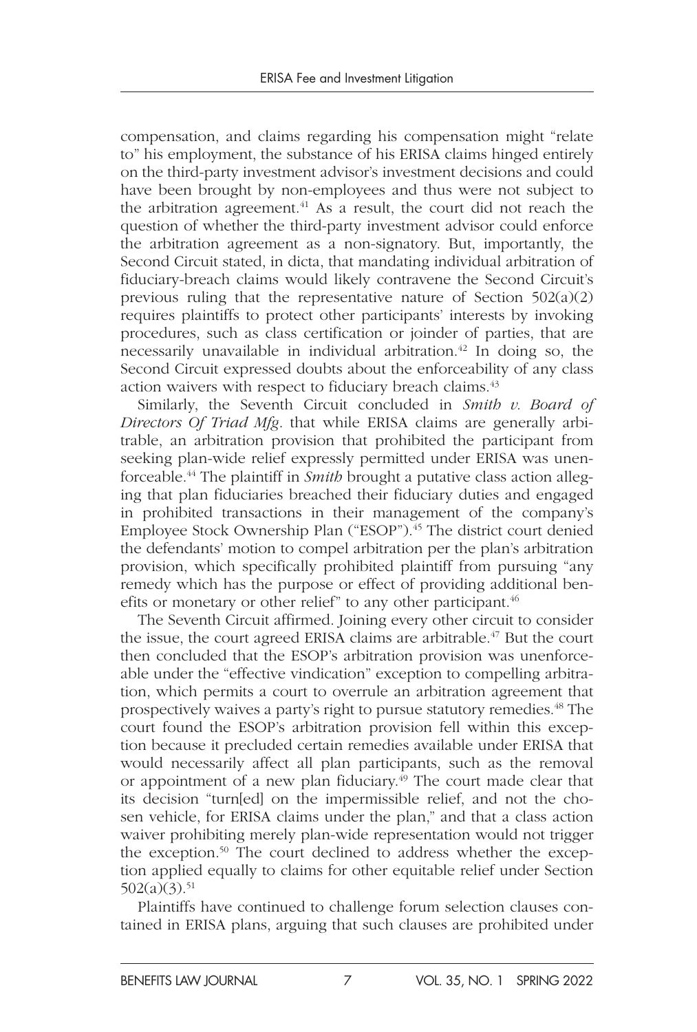compensation, and claims regarding his compensation might "relate to" his employment, the substance of his ERISA claims hinged entirely on the third-party investment advisor's investment decisions and could have been brought by non-employees and thus were not subject to the arbitration agreement.[41] As a result, the court did not reach the question of whether the third-party investment advisor could enforce the arbitration agreement as a non-signatory. But, importantly, the Second Circuit stated, in dicta, that mandating individual arbitration of fiduciary-breach claims would likely contravene the Second Circuit's previous ruling that the representative nature of Section 502(a)(2) requires plaintiffs to protect other participants' interests by invoking procedures, such as class certification or joinder of parties, that are necessarily unavailable in individual arbitration.[42] In doing so, the Second Circuit expressed doubts about the enforceability of any class action waivers with respect to fiduciary breach claims.[43]

Similarly, the Seventh Circuit concluded in *Smith v. Board of Directors Of Triad Mfg*. that while ERISA claims are generally arbitrable, an arbitration provision that prohibited the participant from seeking plan-wide relief expressly permitted under ERISA was unenforceable.[44] The plaintiff in *Smith* brought a putative class action alleging that plan fiduciaries breached their fiduciary duties and engaged in prohibited transactions in their management of the company's Employee Stock Ownership Plan ("ESOP").[45] The district court denied the defendants' motion to compel arbitration per the plan's arbitration provision, which specifically prohibited plaintiff from pursuing "any remedy which has the purpose or effect of providing additional benefits or monetary or other relief" to any other participant.[46]

The Seventh Circuit affirmed. Joining every other circuit to consider the issue, the court agreed ERISA claims are arbitrable.[47] But the court then concluded that the ESOP's arbitration provision was unenforceable under the "effective vindication" exception to compelling arbitration, which permits a court to overrule an arbitration agreement that prospectively waives a party's right to pursue statutory remedies.[48] The court found the ESOP's arbitration provision fell within this exception because it precluded certain remedies available under ERISA that would necessarily affect all plan participants, such as the removal or appointment of a new plan fiduciary.[49] The court made clear that its decision "turn[ed] on the impermissible relief, and not the chosen vehicle, for ERISA claims under the plan," and that a class action waiver prohibiting merely plan-wide representation would not trigger the exception.[50] The court declined to address whether the exception applied equally to claims for other equitable relief under Section 502(a)(3).[51]

Plaintiffs have continued to challenge forum selection clauses contained in ERISA plans, arguing that such clauses are prohibited under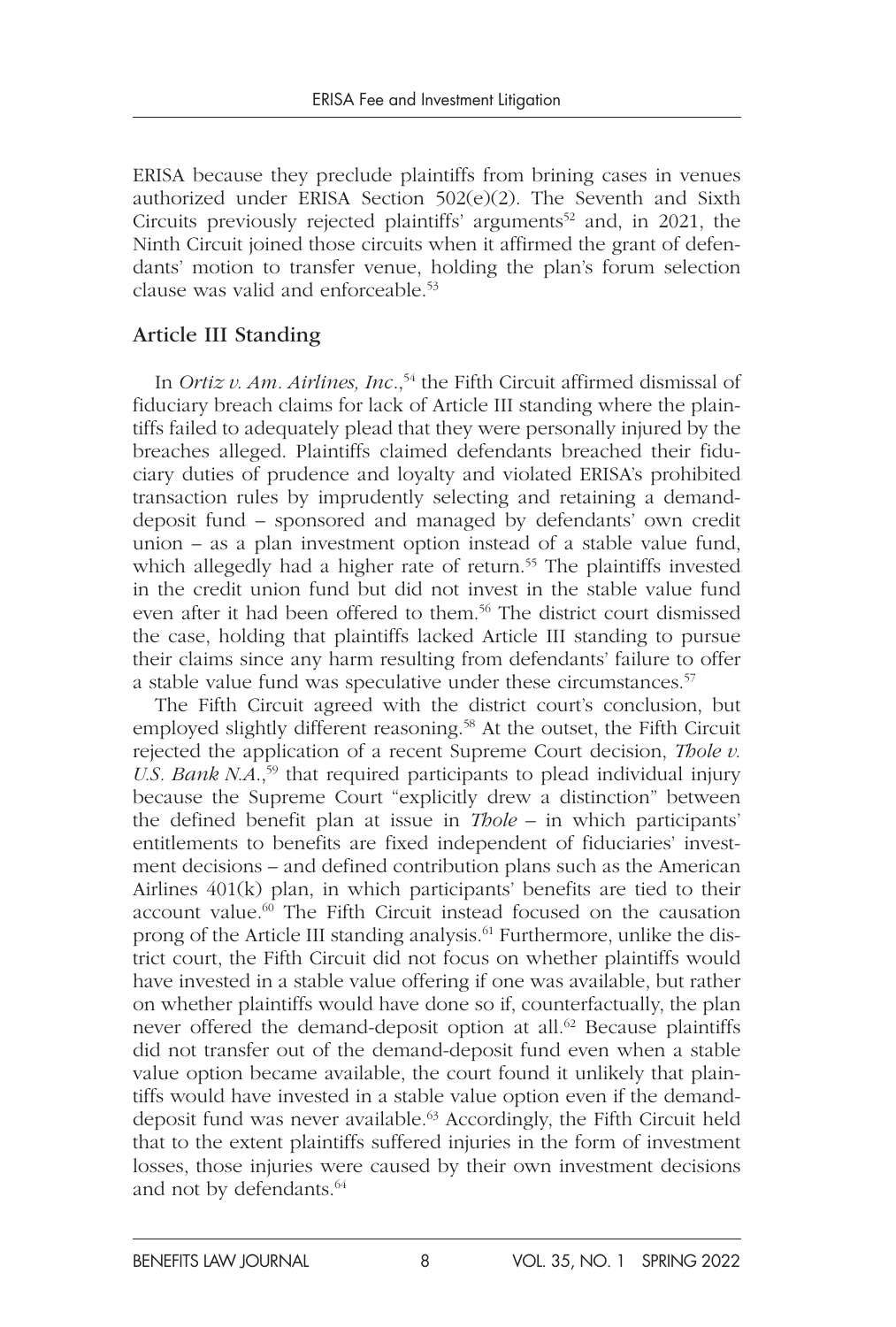ERISA because they preclude plaintiffs from brining cases in venues authorized under ERISA Section 502(e)(2). The Seventh and Sixth Circuits previously rejected plaintiffs' arguments[52] and, in 2021, the Ninth Circuit joined those circuits when it affirmed the grant of defendants' motion to transfer venue, holding the plan's forum selection clause was valid and enforceable.[53]

## Article III Standing

In *Ortiz v. Am. Airlines, Inc.*,[54] the Fifth Circuit affirmed dismissal of fiduciary breach claims for lack of Article III standing where the plaintiffs failed to adequately plead that they were personally injured by the breaches alleged. Plaintiffs claimed defendants breached their fiduciary duties of prudence and loyalty and violated ERISA's prohibited transaction rules by imprudently selecting and retaining a demand-deposit fund – sponsored and managed by defendants' own credit union – as a plan investment option instead of a stable value fund, which allegedly had a higher rate of return.[55] The plaintiffs invested in the credit union fund but did not invest in the stable value fund even after it had been offered to them.[56] The district court dismissed the case, holding that plaintiffs lacked Article III standing to pursue their claims since any harm resulting from defendants' failure to offer a stable value fund was speculative under these circumstances.[57]

The Fifth Circuit agreed with the district court's conclusion, but employed slightly different reasoning.[58] At the outset, the Fifth Circuit rejected the application of a recent Supreme Court decision, *Thole v. U.S. Bank N.A.*,[59] that required participants to plead individual injury because the Supreme Court "explicitly drew a distinction" between the defined benefit plan at issue in *Thole* – in which participants' entitlements to benefits are fixed independent of fiduciaries' investment decisions – and defined contribution plans such as the American Airlines 401(k) plan, in which participants' benefits are tied to their account value.[60] The Fifth Circuit instead focused on the causation prong of the Article III standing analysis.[61] Furthermore, unlike the district court, the Fifth Circuit did not focus on whether plaintiffs would have invested in a stable value offering if one was available, but rather on whether plaintiffs would have done so if, counterfactually, the plan never offered the demand-deposit option at all.[62] Because plaintiffs did not transfer out of the demand-deposit fund even when a stable value option became available, the court found it unlikely that plaintiffs would have invested in a stable value option even if the demand-deposit fund was never available.[63] Accordingly, the Fifth Circuit held that to the extent plaintiffs suffered injuries in the form of investment losses, those injuries were caused by their own investment decisions and not by defendants.[64]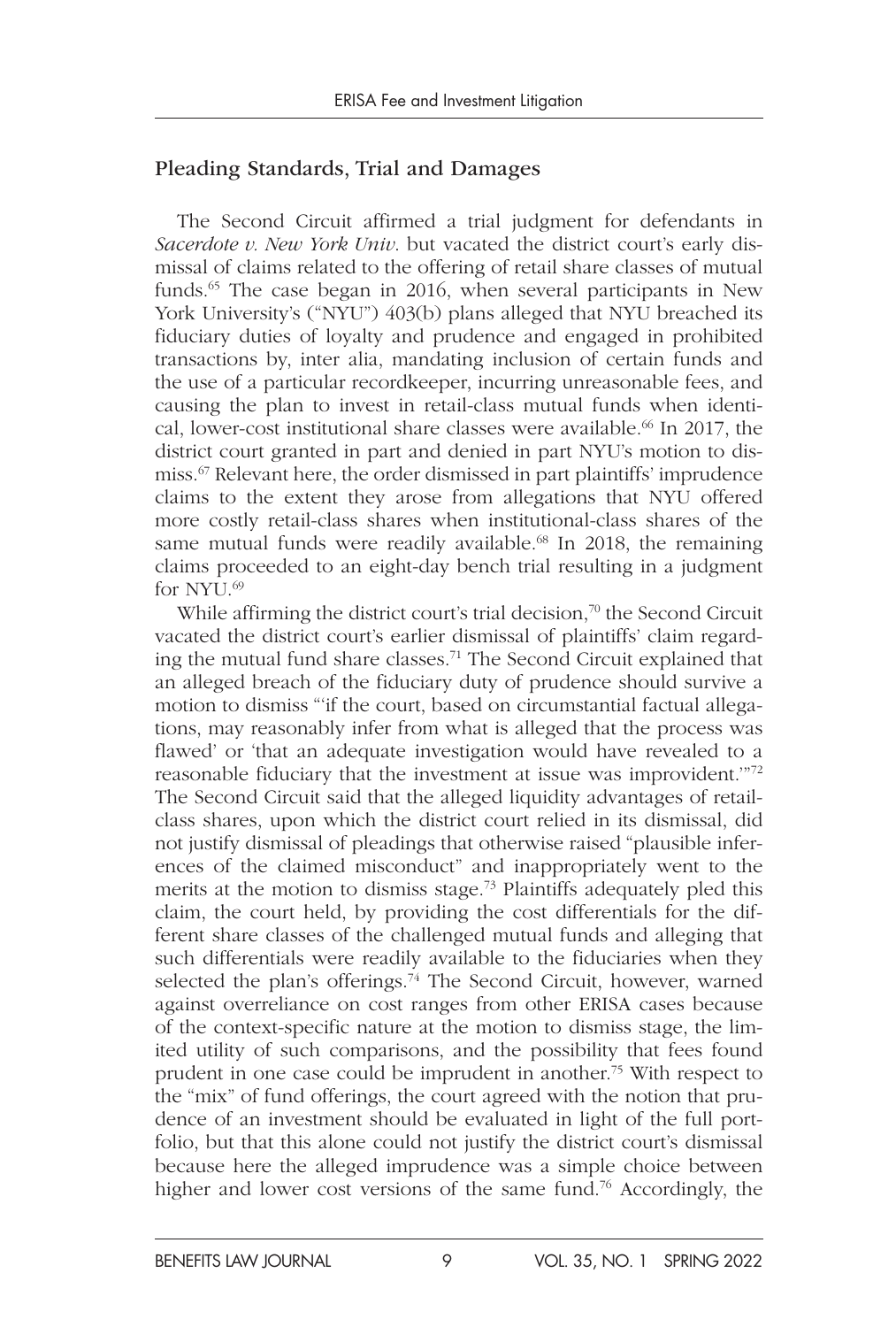## Pleading Standards, Trial and Damages

The Second Circuit affirmed a trial judgment for defendants in *Sacerdote v. New York Univ.* but vacated the district court's early dismissal of claims related to the offering of retail share classes of mutual funds.[65] The case began in 2016, when several participants in New York University's ("NYU") 403(b) plans alleged that NYU breached its fiduciary duties of loyalty and prudence and engaged in prohibited transactions by, inter alia, mandating inclusion of certain funds and the use of a particular recordkeeper, incurring unreasonable fees, and causing the plan to invest in retail-class mutual funds when identical, lower-cost institutional share classes were available.[66] In 2017, the district court granted in part and denied in part NYU's motion to dismiss.[67] Relevant here, the order dismissed in part plaintiffs' imprudence claims to the extent they arose from allegations that NYU offered more costly retail-class shares when institutional-class shares of the same mutual funds were readily available.[68] In 2018, the remaining claims proceeded to an eight-day bench trial resulting in a judgment for NYU.[69]

While affirming the district court's trial decision,[70] the Second Circuit vacated the district court's earlier dismissal of plaintiffs' claim regarding the mutual fund share classes.[71] The Second Circuit explained that an alleged breach of the fiduciary duty of prudence should survive a motion to dismiss "'if the court, based on circumstantial factual allegations, may reasonably infer from what is alleged that the process was flawed' or 'that an adequate investigation would have revealed to a reasonable fiduciary that the investment at issue was improvident.'"[72] The Second Circuit said that the alleged liquidity advantages of retail-class shares, upon which the district court relied in its dismissal, did not justify dismissal of pleadings that otherwise raised "plausible inferences of the claimed misconduct" and inappropriately went to the merits at the motion to dismiss stage.[73] Plaintiffs adequately pled this claim, the court held, by providing the cost differentials for the different share classes of the challenged mutual funds and alleging that such differentials were readily available to the fiduciaries when they selected the plan's offerings.[74] The Second Circuit, however, warned against overreliance on cost ranges from other ERISA cases because of the context-specific nature at the motion to dismiss stage, the limited utility of such comparisons, and the possibility that fees found prudent in one case could be imprudent in another.[75] With respect to the "mix" of fund offerings, the court agreed with the notion that prudence of an investment should be evaluated in light of the full portfolio, but that this alone could not justify the district court's dismissal because here the alleged imprudence was a simple choice between higher and lower cost versions of the same fund.[76] Accordingly, the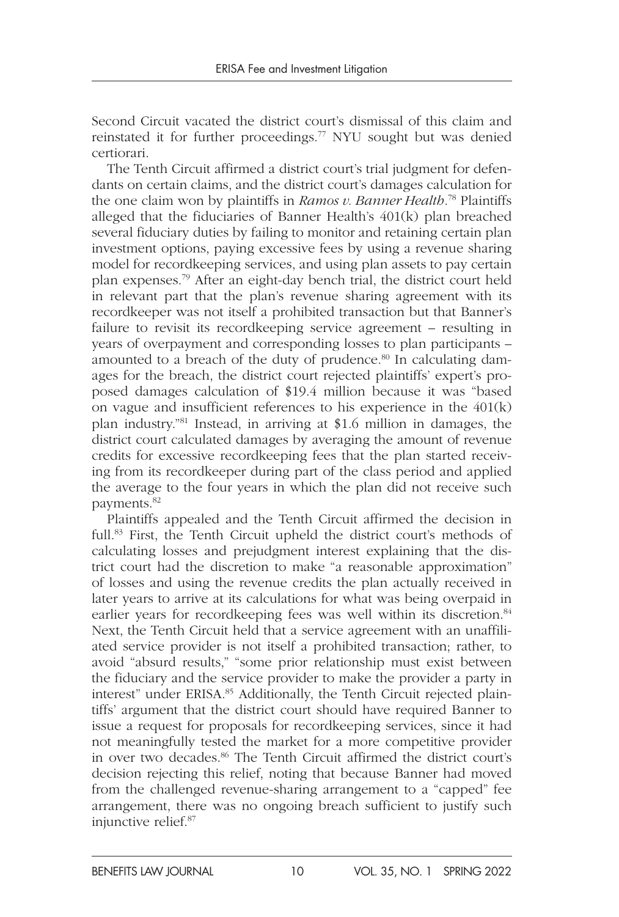Second Circuit vacated the district court's dismissal of this claim and reinstated it for further proceedings.[77] NYU sought but was denied certiorari.

The Tenth Circuit affirmed a district court's trial judgment for defendants on certain claims, and the district court's damages calculation for the one claim won by plaintiffs in *Ramos v. Banner Health*.[78] Plaintiffs alleged that the fiduciaries of Banner Health's 401(k) plan breached several fiduciary duties by failing to monitor and retaining certain plan investment options, paying excessive fees by using a revenue sharing model for recordkeeping services, and using plan assets to pay certain plan expenses.[79] After an eight-day bench trial, the district court held in relevant part that the plan's revenue sharing agreement with its recordkeeper was not itself a prohibited transaction but that Banner's failure to revisit its recordkeeping service agreement – resulting in years of overpayment and corresponding losses to plan participants – amounted to a breach of the duty of prudence.[80] In calculating damages for the breach, the district court rejected plaintiffs' expert's proposed damages calculation of \$19.4 million because it was "based on vague and insufficient references to his experience in the 401(k) plan industry."[81] Instead, in arriving at \$1.6 million in damages, the district court calculated damages by averaging the amount of revenue credits for excessive recordkeeping fees that the plan started receiving from its recordkeeper during part of the class period and applied the average to the four years in which the plan did not receive such payments.[82]

Plaintiffs appealed and the Tenth Circuit affirmed the decision in full.[83] First, the Tenth Circuit upheld the district court's methods of calculating losses and prejudgment interest explaining that the district court had the discretion to make "a reasonable approximation" of losses and using the revenue credits the plan actually received in later years to arrive at its calculations for what was being overpaid in earlier years for recordkeeping fees was well within its discretion.[84] Next, the Tenth Circuit held that a service agreement with an unaffiliated service provider is not itself a prohibited transaction; rather, to avoid "absurd results," "some prior relationship must exist between the fiduciary and the service provider to make the provider a party in interest" under ERISA.[85] Additionally, the Tenth Circuit rejected plaintiffs' argument that the district court should have required Banner to issue a request for proposals for recordkeeping services, since it had not meaningfully tested the market for a more competitive provider in over two decades.[86] The Tenth Circuit affirmed the district court's decision rejecting this relief, noting that because Banner had moved from the challenged revenue-sharing arrangement to a "capped" fee arrangement, there was no ongoing breach sufficient to justify such injunctive relief.[87]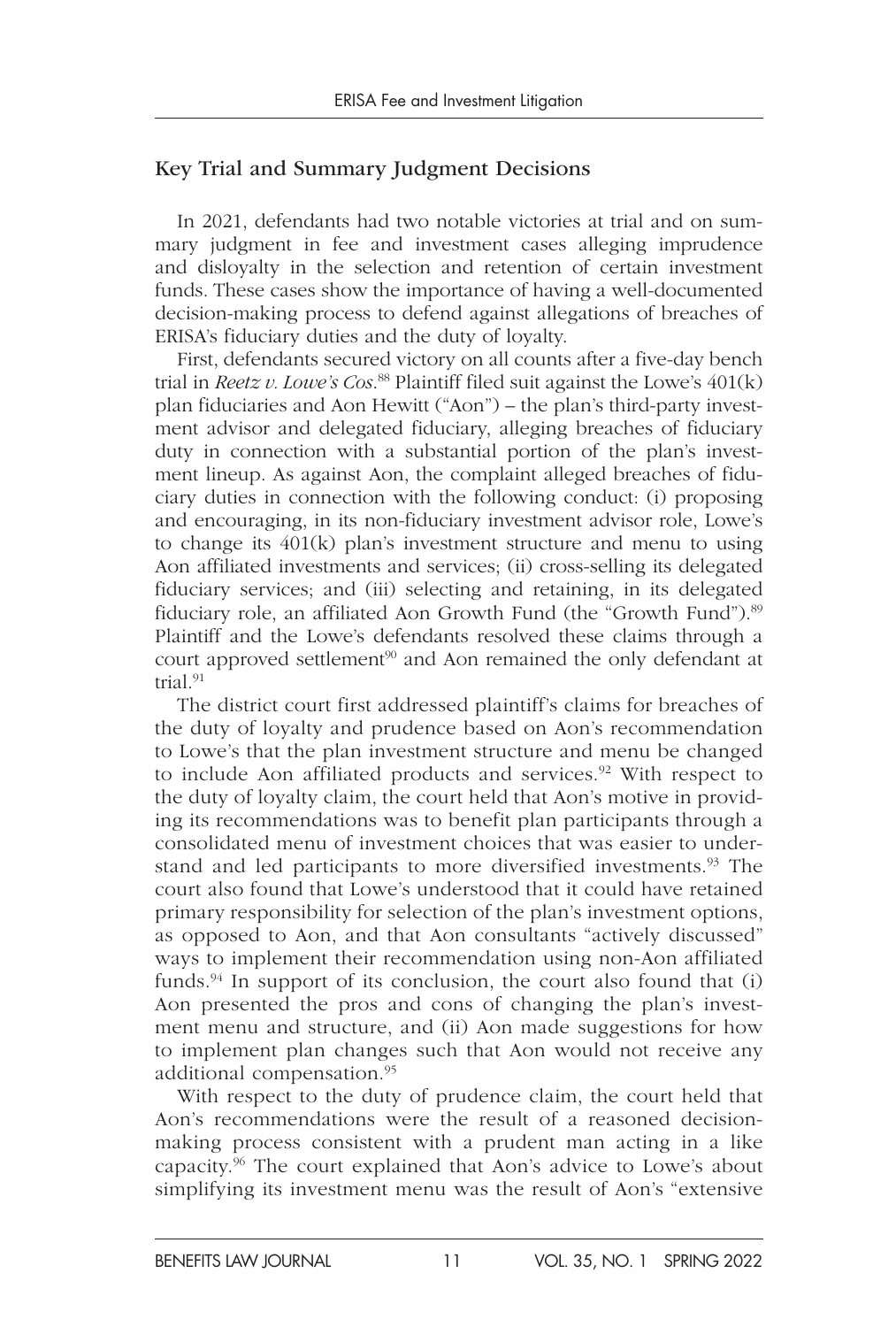## Key Trial and Summary Judgment Decisions

In 2021, defendants had two notable victories at trial and on summary judgment in fee and investment cases alleging imprudence and disloyalty in the selection and retention of certain investment funds. These cases show the importance of having a well-documented decision-making process to defend against allegations of breaches of ERISA's fiduciary duties and the duty of loyalty.

First, defendants secured victory on all counts after a five-day bench trial in *Reetz v. Lowe's Cos*.[88] Plaintiff filed suit against the Lowe's 401(k) plan fiduciaries and Aon Hewitt ("Aon") – the plan's third-party investment advisor and delegated fiduciary, alleging breaches of fiduciary duty in connection with a substantial portion of the plan's investment lineup. As against Aon, the complaint alleged breaches of fiduciary duties in connection with the following conduct: (i) proposing and encouraging, in its non-fiduciary investment advisor role, Lowe's to change its 401(k) plan's investment structure and menu to using Aon affiliated investments and services; (ii) cross-selling its delegated fiduciary services; and (iii) selecting and retaining, in its delegated fiduciary role, an affiliated Aon Growth Fund (the "Growth Fund").[89] Plaintiff and the Lowe's defendants resolved these claims through a court approved settlement[90] and Aon remained the only defendant at trial.[91]

The district court first addressed plaintiff's claims for breaches of the duty of loyalty and prudence based on Aon's recommendation to Lowe's that the plan investment structure and menu be changed to include Aon affiliated products and services.[92] With respect to the duty of loyalty claim, the court held that Aon's motive in providing its recommendations was to benefit plan participants through a consolidated menu of investment choices that was easier to understand and led participants to more diversified investments.[93] The court also found that Lowe's understood that it could have retained primary responsibility for selection of the plan's investment options, as opposed to Aon, and that Aon consultants "actively discussed" ways to implement their recommendation using non-Aon affiliated funds.[94] In support of its conclusion, the court also found that (i) Aon presented the pros and cons of changing the plan's investment menu and structure, and (ii) Aon made suggestions for how to implement plan changes such that Aon would not receive any additional compensation.[95]

With respect to the duty of prudence claim, the court held that Aon's recommendations were the result of a reasoned decision-making process consistent with a prudent man acting in a like capacity.[96] The court explained that Aon's advice to Lowe's about simplifying its investment menu was the result of Aon's "extensive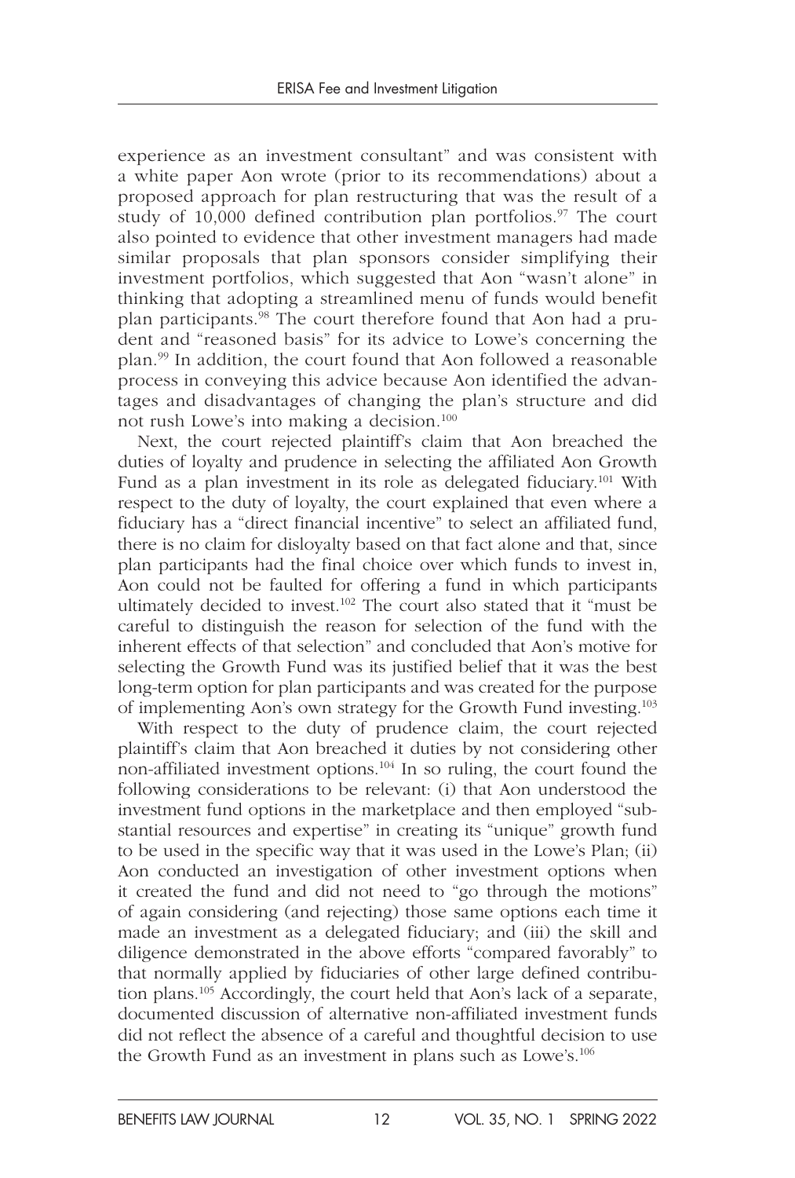experience as an investment consultant" and was consistent with a white paper Aon wrote (prior to its recommendations) about a proposed approach for plan restructuring that was the result of a study of 10,000 defined contribution plan portfolios.[97] The court also pointed to evidence that other investment managers had made similar proposals that plan sponsors consider simplifying their investment portfolios, which suggested that Aon "wasn't alone" in thinking that adopting a streamlined menu of funds would benefit plan participants.[98] The court therefore found that Aon had a prudent and "reasoned basis" for its advice to Lowe's concerning the plan.[99] In addition, the court found that Aon followed a reasonable process in conveying this advice because Aon identified the advantages and disadvantages of changing the plan's structure and did not rush Lowe's into making a decision.[100]

Next, the court rejected plaintiff's claim that Aon breached the duties of loyalty and prudence in selecting the affiliated Aon Growth Fund as a plan investment in its role as delegated fiduciary.[101] With respect to the duty of loyalty, the court explained that even where a fiduciary has a "direct financial incentive" to select an affiliated fund, there is no claim for disloyalty based on that fact alone and that, since plan participants had the final choice over which funds to invest in, Aon could not be faulted for offering a fund in which participants ultimately decided to invest.[102] The court also stated that it "must be careful to distinguish the reason for selection of the fund with the inherent effects of that selection" and concluded that Aon's motive for selecting the Growth Fund was its justified belief that it was the best long-term option for plan participants and was created for the purpose of implementing Aon's own strategy for the Growth Fund investing.[103]

With respect to the duty of prudence claim, the court rejected plaintiff's claim that Aon breached it duties by not considering other non-affiliated investment options.[104] In so ruling, the court found the following considerations to be relevant: (i) that Aon understood the investment fund options in the marketplace and then employed "substantial resources and expertise" in creating its "unique" growth fund to be used in the specific way that it was used in the Lowe's Plan; (ii) Aon conducted an investigation of other investment options when it created the fund and did not need to "go through the motions" of again considering (and rejecting) those same options each time it made an investment as a delegated fiduciary; and (iii) the skill and diligence demonstrated in the above efforts "compared favorably" to that normally applied by fiduciaries of other large defined contribution plans.[105] Accordingly, the court held that Aon's lack of a separate, documented discussion of alternative non-affiliated investment funds did not reflect the absence of a careful and thoughtful decision to use the Growth Fund as an investment in plans such as Lowe's.[106]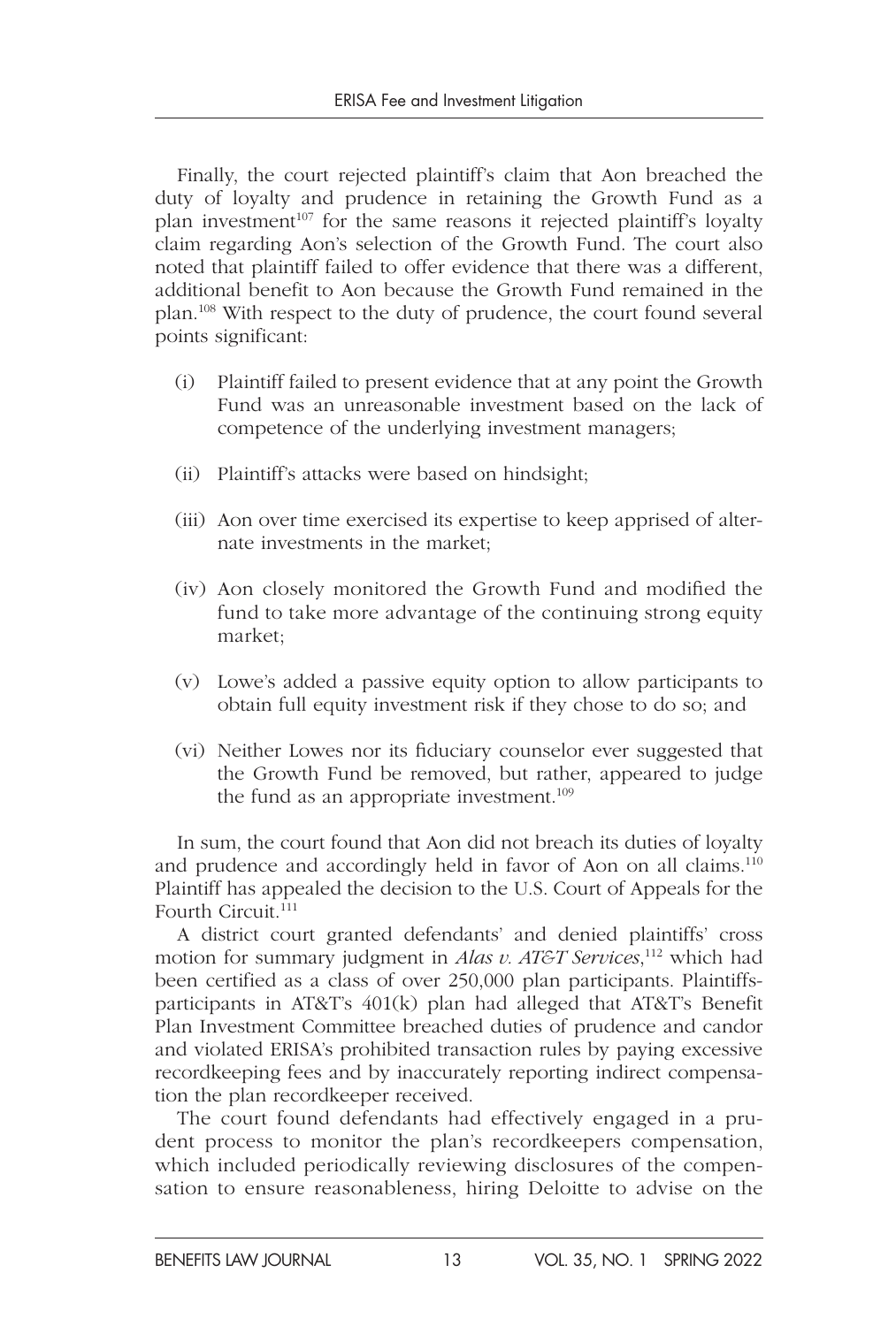Finally, the court rejected plaintiff's claim that Aon breached the duty of loyalty and prudence in retaining the Growth Fund as a plan investment[107] for the same reasons it rejected plaintiff's loyalty claim regarding Aon's selection of the Growth Fund. The court also noted that plaintiff failed to offer evidence that there was a different, additional benefit to Aon because the Growth Fund remained in the plan.[108] With respect to the duty of prudence, the court found several points significant:

(i) Plaintiff failed to present evidence that at any point the Growth Fund was an unreasonable investment based on the lack of competence of the underlying investment managers;

(ii) Plaintiff's attacks were based on hindsight;

(iii) Aon over time exercised its expertise to keep apprised of alternate investments in the market;

(iv) Aon closely monitored the Growth Fund and modified the fund to take more advantage of the continuing strong equity market;

(v) Lowe's added a passive equity option to allow participants to obtain full equity investment risk if they chose to do so; and

(vi) Neither Lowes nor its fiduciary counselor ever suggested that the Growth Fund be removed, but rather, appeared to judge the fund as an appropriate investment.[109]

In sum, the court found that Aon did not breach its duties of loyalty and prudence and accordingly held in favor of Aon on all claims.[110] Plaintiff has appealed the decision to the U.S. Court of Appeals for the Fourth Circuit.[111]

A district court granted defendants' and denied plaintiffs' cross motion for summary judgment in *Alas v. AT&T Services*,[112] which had been certified as a class of over 250,000 plan participants. Plaintiffs-participants in AT&T's 401(k) plan had alleged that AT&T's Benefit Plan Investment Committee breached duties of prudence and candor and violated ERISA's prohibited transaction rules by paying excessive recordkeeping fees and by inaccurately reporting indirect compensation the plan recordkeeper received.

The court found defendants had effectively engaged in a prudent process to monitor the plan's recordkeepers compensation, which included periodically reviewing disclosures of the compensation to ensure reasonableness, hiring Deloitte to advise on the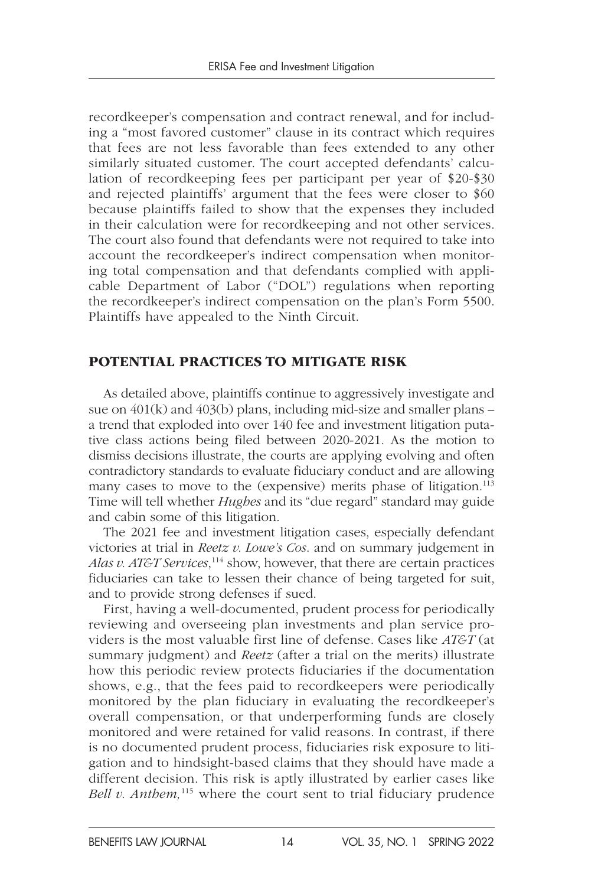recordkeeper's compensation and contract renewal, and for including a "most favored customer" clause in its contract which requires that fees are not less favorable than fees extended to any other similarly situated customer. The court accepted defendants' calculation of recordkeeping fees per participant per year of $20-$30 and rejected plaintiffs' argument that the fees were closer to $60 because plaintiffs failed to show that the expenses they included in their calculation were for recordkeeping and not other services. The court also found that defendants were not required to take into account the recordkeeper's indirect compensation when monitoring total compensation and that defendants complied with applicable Department of Labor ("DOL") regulations when reporting the recordkeeper's indirect compensation on the plan's Form 5500. Plaintiffs have appealed to the Ninth Circuit.

## POTENTIAL PRACTICES TO MITIGATE RISK

As detailed above, plaintiffs continue to aggressively investigate and sue on 401(k) and 403(b) plans, including mid-size and smaller plans – a trend that exploded into over 140 fee and investment litigation putative class actions being filed between 2020-2021. As the motion to dismiss decisions illustrate, the courts are applying evolving and often contradictory standards to evaluate fiduciary conduct and are allowing many cases to move to the (expensive) merits phase of litigation.[113] Time will tell whether *Hughes* and its "due regard" standard may guide and cabin some of this litigation.

The 2021 fee and investment litigation cases, especially defendant victories at trial in *Reetz v. Lowe's Cos.* and on summary judgement in *Alas v. AT&T Services*,[114] show, however, that there are certain practices fiduciaries can take to lessen their chance of being targeted for suit, and to provide strong defenses if sued.

First, having a well-documented, prudent process for periodically reviewing and overseeing plan investments and plan service providers is the most valuable first line of defense. Cases like *AT&T* (at summary judgment) and *Reetz* (after a trial on the merits) illustrate how this periodic review protects fiduciaries if the documentation shows, e.g., that the fees paid to recordkeepers were periodically monitored by the plan fiduciary in evaluating the recordkeeper's overall compensation, or that underperforming funds are closely monitored and were retained for valid reasons. In contrast, if there is no documented prudent process, fiduciaries risk exposure to litigation and to hindsight-based claims that they should have made a different decision. This risk is aptly illustrated by earlier cases like *Bell v. Anthem,*[115] where the court sent to trial fiduciary prudence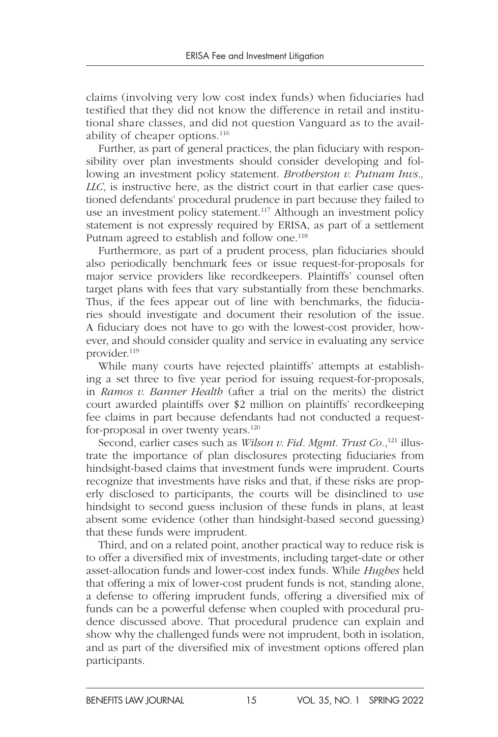claims (involving very low cost index funds) when fiduciaries had testified that they did not know the difference in retail and institutional share classes, and did not question Vanguard as to the availability of cheaper options.[116]

Further, as part of general practices, the plan fiduciary with responsibility over plan investments should consider developing and following an investment policy statement. *Brotherston v. Putnam Invs., LLC*, is instructive here, as the district court in that earlier case questioned defendants' procedural prudence in part because they failed to use an investment policy statement.[117] Although an investment policy statement is not expressly required by ERISA, as part of a settlement Putnam agreed to establish and follow one.[118]

Furthermore, as part of a prudent process, plan fiduciaries should also periodically benchmark fees or issue request-for-proposals for major service providers like recordkeepers. Plaintiffs' counsel often target plans with fees that vary substantially from these benchmarks. Thus, if the fees appear out of line with benchmarks, the fiduciaries should investigate and document their resolution of the issue. A fiduciary does not have to go with the lowest-cost provider, however, and should consider quality and service in evaluating any service provider.[119]

While many courts have rejected plaintiffs' attempts at establishing a set three to five year period for issuing request-for-proposals, in *Ramos v. Banner Health* (after a trial on the merits) the district court awarded plaintiffs over $2 million on plaintiffs' recordkeeping fee claims in part because defendants had not conducted a request-for-proposal in over twenty years.[120]

Second, earlier cases such as *Wilson v. Fid. Mgmt. Trust Co.*,[121] illustrate the importance of plan disclosures protecting fiduciaries from hindsight-based claims that investment funds were imprudent. Courts recognize that investments have risks and that, if these risks are properly disclosed to participants, the courts will be disinclined to use hindsight to second guess inclusion of these funds in plans, at least absent some evidence (other than hindsight-based second guessing) that these funds were imprudent.

Third, and on a related point, another practical way to reduce risk is to offer a diversified mix of investments, including target-date or other asset-allocation funds and lower-cost index funds. While *Hughes* held that offering a mix of lower-cost prudent funds is not, standing alone, a defense to offering imprudent funds, offering a diversified mix of funds can be a powerful defense when coupled with procedural prudence discussed above. That procedural prudence can explain and show why the challenged funds were not imprudent, both in isolation, and as part of the diversified mix of investment options offered plan participants.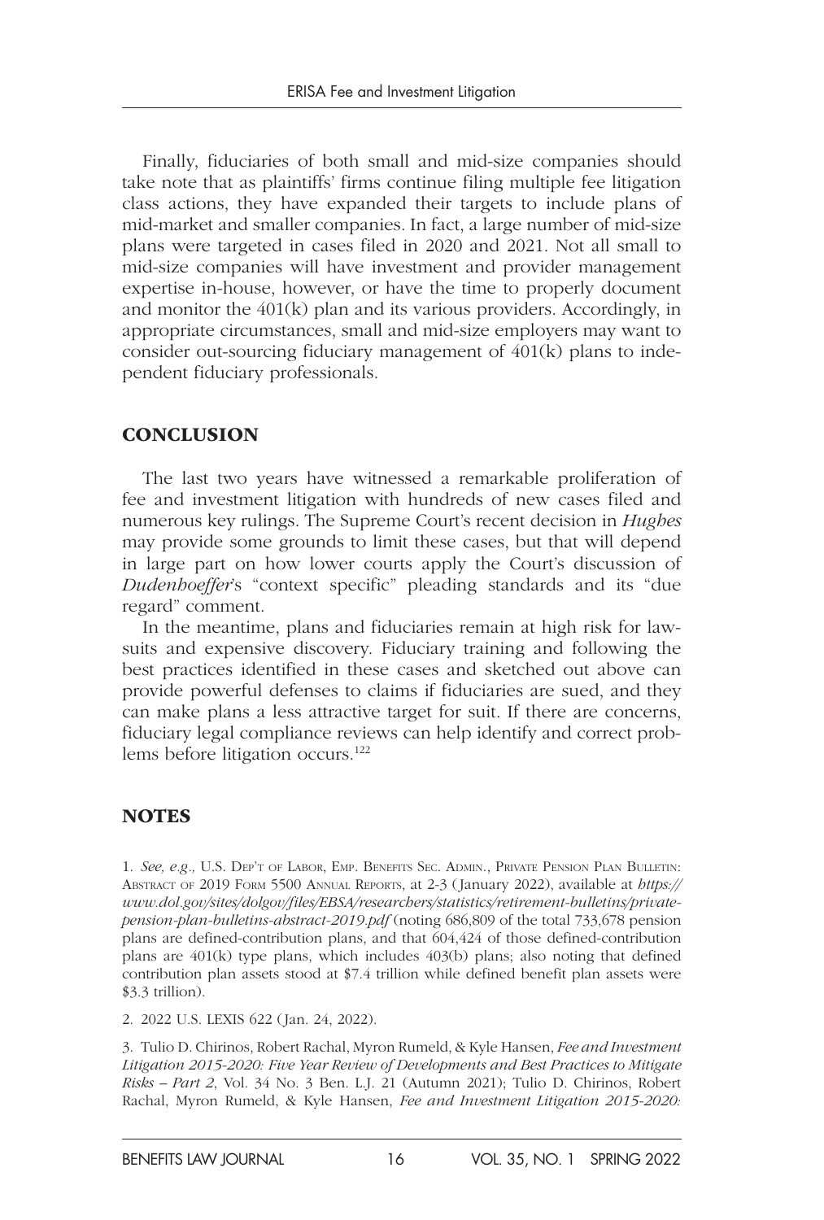Finally, fiduciaries of both small and mid-size companies should take note that as plaintiffs' firms continue filing multiple fee litigation class actions, they have expanded their targets to include plans of mid-market and smaller companies. In fact, a large number of mid-size plans were targeted in cases filed in 2020 and 2021. Not all small to mid-size companies will have investment and provider management expertise in-house, however, or have the time to properly document and monitor the 401(k) plan and its various providers. Accordingly, in appropriate circumstances, small and mid-size employers may want to consider out-sourcing fiduciary management of 401(k) plans to independent fiduciary professionals.

## CONCLUSION

The last two years have witnessed a remarkable proliferation of fee and investment litigation with hundreds of new cases filed and numerous key rulings. The Supreme Court's recent decision in *Hughes* may provide some grounds to limit these cases, but that will depend in large part on how lower courts apply the Court's discussion of *Dudenhoeffer*'s "context specific" pleading standards and its "due regard" comment.

In the meantime, plans and fiduciaries remain at high risk for lawsuits and expensive discovery. Fiduciary training and following the best practices identified in these cases and sketched out above can provide powerful defenses to claims if fiduciaries are sued, and they can make plans a less attractive target for suit. If there are concerns, fiduciary legal compliance reviews can help identify and correct problems before litigation occurs.[122]

## NOTES

1. *See, e.g.,* U.S. Dep't of Labor, Emp. Benefits Sec. Admin., Private Pension Plan Bulletin: Abstract of 2019 Form 5500 Annual Reports, at 2-3 (January 2022), available at *https://www.dol.gov/sites/dolgov/files/EBSA/researchers/statistics/retirement-bulletins/private-pension-plan-bulletins-abstract-2019.pdf* (noting 686,809 of the total 733,678 pension plans are defined-contribution plans, and that 604,424 of those defined-contribution plans are 401(k) type plans, which includes 403(b) plans; also noting that defined contribution plan assets stood at $7.4 trillion while defined benefit plan assets were $3.3 trillion).

2. 2022 U.S. LEXIS 622 (Jan. 24, 2022).

3. Tulio D. Chirinos, Robert Rachal, Myron Rumeld, & Kyle Hansen, *Fee and Investment Litigation 2015-2020: Five Year Review of Developments and Best Practices to Mitigate Risks – Part 2*, Vol. 34 No. 3 Ben. L.J. 21 (Autumn 2021); Tulio D. Chirinos, Robert Rachal, Myron Rumeld, & Kyle Hansen, *Fee and Investment Litigation 2015-2020:*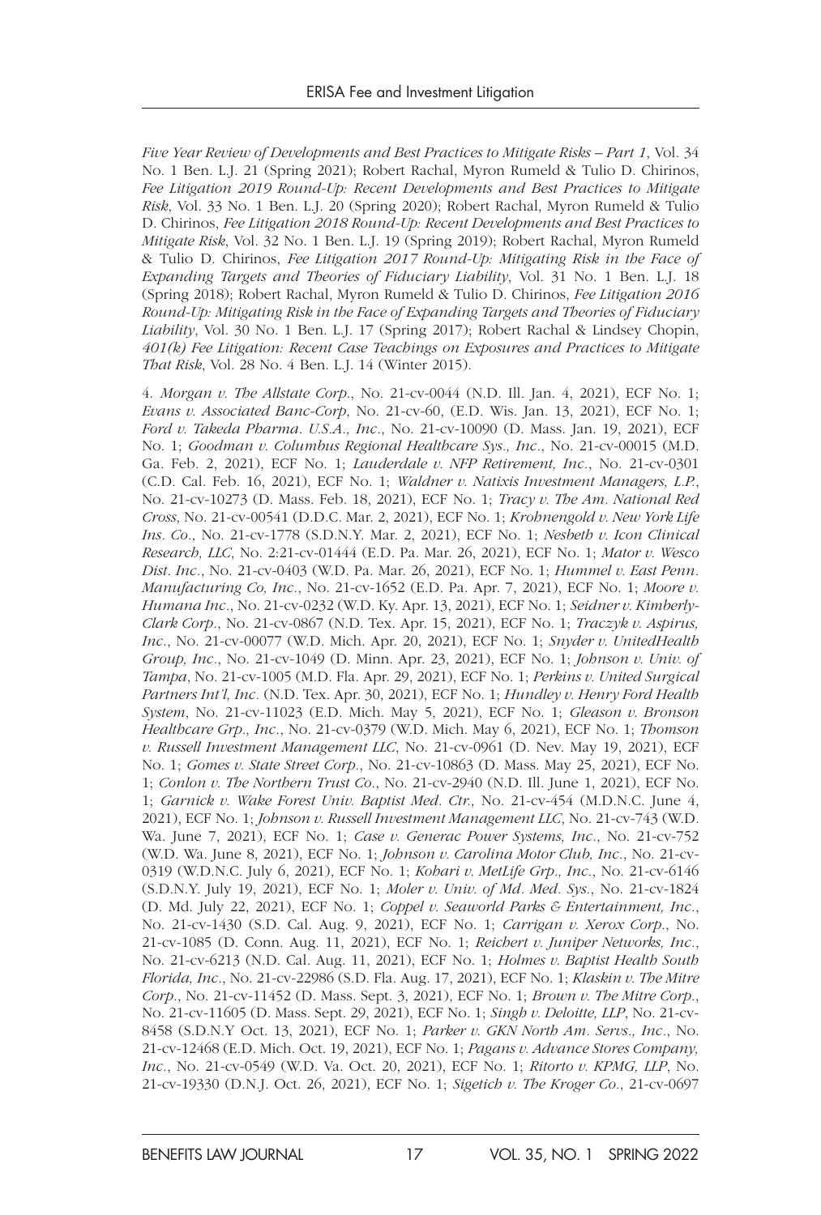*Five Year Review of Developments and Best Practices to Mitigate Risks – Part 1*, Vol. 34 No. 1 Ben. L.J. 21 (Spring 2021); Robert Rachal, Myron Rumeld & Tulio D. Chirinos, *Fee Litigation 2019 Round-Up: Recent Developments and Best Practices to Mitigate Risk*, Vol. 33 No. 1 Ben. L.J. 20 (Spring 2020); Robert Rachal, Myron Rumeld & Tulio D. Chirinos, *Fee Litigation 2018 Round-Up: Recent Developments and Best Practices to Mitigate Risk*, Vol. 32 No. 1 Ben. L.J. 19 (Spring 2019); Robert Rachal, Myron Rumeld & Tulio D. Chirinos, *Fee Litigation 2017 Round-Up: Mitigating Risk in the Face of Expanding Targets and Theories of Fiduciary Liability*, Vol. 31 No. 1 Ben. L.J. 18 (Spring 2018); Robert Rachal, Myron Rumeld & Tulio D. Chirinos, *Fee Litigation 2016 Round-Up: Mitigating Risk in the Face of Expanding Targets and Theories of Fiduciary Liability*, Vol. 30 No. 1 Ben. L.J. 17 (Spring 2017); Robert Rachal & Lindsey Chopin, *401(k) Fee Litigation: Recent Case Teachings on Exposures and Practices to Mitigate That Risk*, Vol. 28 No. 4 Ben. L.J. 14 (Winter 2015).

4. *Morgan v. The Allstate Corp.*, No. 21-cv-0044 (N.D. Ill. Jan. 4, 2021), ECF No. 1; *Evans v. Associated Banc-Corp*, No. 21-cv-60, (E.D. Wis. Jan. 13, 2021), ECF No. 1; *Ford v. Takeda Pharma. U.S.A., Inc.*, No. 21-cv-10090 (D. Mass. Jan. 19, 2021), ECF No. 1; *Goodman v. Columbus Regional Healthcare Sys., Inc.*, No. 21-cv-00015 (M.D. Ga. Feb. 2, 2021), ECF No. 1; *Lauderdale v. NFP Retirement, Inc.*, No. 21-cv-0301 (C.D. Cal. Feb. 16, 2021), ECF No. 1; *Waldner v. Natixis Investment Managers, L.P.*, No. 21-cv-10273 (D. Mass. Feb. 18, 2021), ECF No. 1; *Tracy v. The Am. National Red Cross*, No. 21-cv-00541 (D.D.C. Mar. 2, 2021), ECF No. 1; *Krohnengold v. New York Life Ins. Co.*, No. 21-cv-1778 (S.D.N.Y. Mar. 2, 2021), ECF No. 1; *Nesbeth v. Icon Clinical Research, LLC*, No. 2:21-cv-01444 (E.D. Pa. Mar. 26, 2021), ECF No. 1; *Mator v. Wesco Dist. Inc.*, No. 21-cv-0403 (W.D. Pa. Mar. 26, 2021), ECF No. 1; *Hummel v. East Penn. Manufacturing Co, Inc.*, No. 21-cv-1652 (E.D. Pa. Apr. 7, 2021), ECF No. 1; *Moore v. Humana Inc.*, No. 21-cv-0232 (W.D. Ky. Apr. 13, 2021), ECF No. 1; *Seidner v. Kimberly-Clark Corp.*, No. 21-cv-0867 (N.D. Tex. Apr. 15, 2021), ECF No. 1; *Traczyk v. Aspirus, Inc.*, No. 21-cv-00077 (W.D. Mich. Apr. 20, 2021), ECF No. 1; *Snyder v. UnitedHealth Group, Inc.*, No. 21-cv-1049 (D. Minn. Apr. 23, 2021), ECF No. 1; *Johnson v. Univ. of Tampa*, No. 21-cv-1005 (M.D. Fla. Apr. 29, 2021), ECF No. 1; *Perkins v. United Surgical Partners Int'l, Inc.* (N.D. Tex. Apr. 30, 2021), ECF No. 1; *Hundley v. Henry Ford Health System*, No. 21-cv-11023 (E.D. Mich. May 5, 2021), ECF No. 1; *Gleason v. Bronson Healthcare Grp., Inc.*, No. 21-cv-0379 (W.D. Mich. May 6, 2021), ECF No. 1; *Thomson v. Russell Investment Management LLC*, No. 21-cv-0961 (D. Nev. May 19, 2021), ECF No. 1; *Gomes v. State Street Corp.*, No. 21-cv-10863 (D. Mass. May 25, 2021), ECF No. 1; *Conlon v. The Northern Trust Co.*, No. 21-cv-2940 (N.D. Ill. June 1, 2021), ECF No. 1; *Garnick v. Wake Forest Univ. Baptist Med. Ctr.*, No. 21-cv-454 (M.D.N.C. June 4, 2021), ECF No. 1; *Johnson v. Russell Investment Management LLC*, No. 21-cv-743 (W.D. Wa. June 7, 2021), ECF No. 1; *Case v. Generac Power Systems, Inc.*, No. 21-cv-752 (W.D. Wa. June 8, 2021), ECF No. 1; *Johnson v. Carolina Motor Club, Inc.*, No. 21-cv-0319 (W.D.N.C. July 6, 2021), ECF No. 1; *Kohari v. MetLife Grp., Inc.*, No. 21-cv-6146 (S.D.N.Y. July 19, 2021), ECF No. 1; *Moler v. Univ. of Md. Med. Sys.*, No. 21-cv-1824 (D. Md. July 22, 2021), ECF No. 1; *Coppel v. Seaworld Parks & Entertainment, Inc.*, No. 21-cv-1430 (S.D. Cal. Aug. 9, 2021), ECF No. 1; *Carrigan v. Xerox Corp.*, No. 21-cv-1085 (D. Conn. Aug. 11, 2021), ECF No. 1; *Reichert v. Juniper Networks, Inc.*, No. 21-cv-6213 (N.D. Cal. Aug. 11, 2021), ECF No. 1; *Holmes v. Baptist Health South Florida, Inc.*, No. 21-cv-22986 (S.D. Fla. Aug. 17, 2021), ECF No. 1; *Klaskin v. The Mitre Corp.*, No. 21-cv-11452 (D. Mass. Sept. 3, 2021), ECF No. 1; *Brown v. The Mitre Corp.*, No. 21-cv-11605 (D. Mass. Sept. 29, 2021), ECF No. 1; *Singh v. Deloitte, LLP*, No. 21-cv-8458 (S.D.N.Y Oct. 13, 2021), ECF No. 1; *Parker v. GKN North Am. Servs., Inc.*, No. 21-cv-12468 (E.D. Mich. Oct. 19, 2021), ECF No. 1; *Pagans v. Advance Stores Company, Inc.*, No. 21-cv-0549 (W.D. Va. Oct. 20, 2021), ECF No. 1; *Ritorto v. KPMG, LLP*, No. 21-cv-19330 (D.N.J. Oct. 26, 2021), ECF No. 1; *Sigetich v. The Kroger Co.*, 21-cv-0697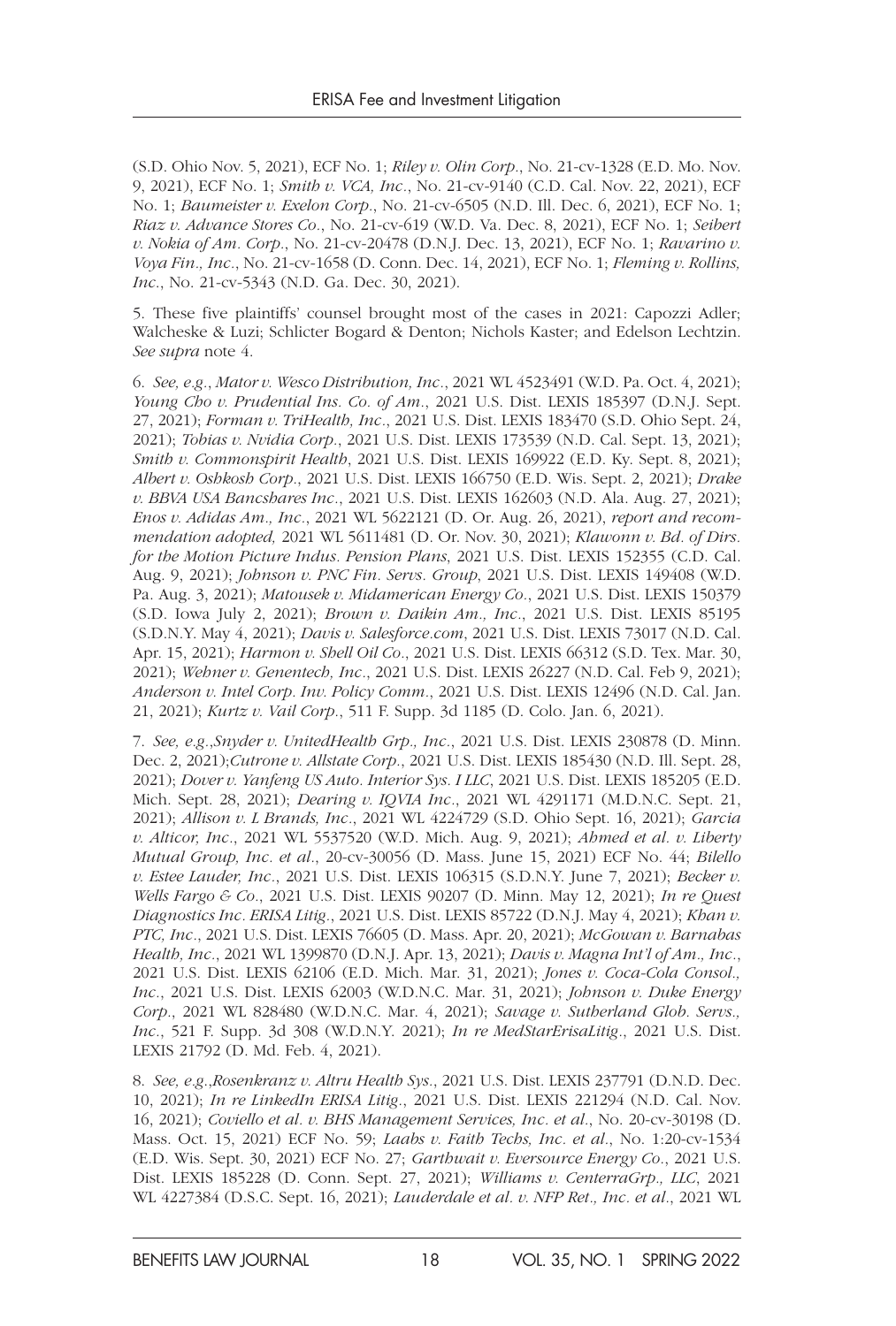(S.D. Ohio Nov. 5, 2021), ECF No. 1; *Riley v. Olin Corp*., No. 21-cv-1328 (E.D. Mo. Nov. 9, 2021), ECF No. 1; *Smith v. VCA, Inc*., No. 21-cv-9140 (C.D. Cal. Nov. 22, 2021), ECF No. 1; *Baumeister v. Exelon Corp*., No. 21-cv-6505 (N.D. Ill. Dec. 6, 2021), ECF No. 1; *Riaz v. Advance Stores Co*., No. 21-cv-619 (W.D. Va. Dec. 8, 2021), ECF No. 1; *Seibert v. Nokia of Am. Corp*., No. 21-cv-20478 (D.N.J. Dec. 13, 2021), ECF No. 1; *Ravarino v. Voya Fin., Inc*., No. 21-cv-1658 (D. Conn. Dec. 14, 2021), ECF No. 1; *Fleming v. Rollins, Inc*., No. 21-cv-5343 (N.D. Ga. Dec. 30, 2021).

5. These five plaintiffs' counsel brought most of the cases in 2021: Capozzi Adler; Walcheske & Luzi; Schlicter Bogard & Denton; Nichols Kaster; and Edelson Lechtzin. *See supra* note 4.

6. *See, e.g*., *Mator v. Wesco Distribution, Inc*., 2021 WL 4523491 (W.D. Pa. Oct. 4, 2021); *Young Cho v. Prudential Ins. Co. of Am*., 2021 U.S. Dist. LEXIS 185397 (D.N.J. Sept. 27, 2021); *Forman v. TriHealth, Inc*., 2021 U.S. Dist. LEXIS 183470 (S.D. Ohio Sept. 24, 2021); *Tobias v. Nvidia Corp*., 2021 U.S. Dist. LEXIS 173539 (N.D. Cal. Sept. 13, 2021); *Smith v. Commonspirit Health*, 2021 U.S. Dist. LEXIS 169922 (E.D. Ky. Sept. 8, 2021); *Albert v. Oshkosh Corp*., 2021 U.S. Dist. LEXIS 166750 (E.D. Wis. Sept. 2, 2021); *Drake v. BBVA USA Bancshares Inc*., 2021 U.S. Dist. LEXIS 162603 (N.D. Ala. Aug. 27, 2021); *Enos v. Adidas Am., Inc*., 2021 WL 5622121 (D. Or. Aug. 26, 2021), *report and recommendation adopted,* 2021 WL 5611481 (D. Or. Nov. 30, 2021); *Klawonn v. Bd. of Dirs. for the Motion Picture Indus. Pension Plans*, 2021 U.S. Dist. LEXIS 152355 (C.D. Cal. Aug. 9, 2021); *Johnson v. PNC Fin. Servs. Group*, 2021 U.S. Dist. LEXIS 149408 (W.D. Pa. Aug. 3, 2021); *Matousek v. Midamerican Energy Co*., 2021 U.S. Dist. LEXIS 150379 (S.D. Iowa July 2, 2021); *Brown v. Daikin Am., Inc*., 2021 U.S. Dist. LEXIS 85195 (S.D.N.Y. May 4, 2021); *Davis v. Salesforce.com*, 2021 U.S. Dist. LEXIS 73017 (N.D. Cal. Apr. 15, 2021); *Harmon v. Shell Oil Co*., 2021 U.S. Dist. LEXIS 66312 (S.D. Tex. Mar. 30, 2021); *Wehner v. Genentech, Inc*., 2021 U.S. Dist. LEXIS 26227 (N.D. Cal. Feb 9, 2021); *Anderson v. Intel Corp. Inv. Policy Comm*., 2021 U.S. Dist. LEXIS 12496 (N.D. Cal. Jan. 21, 2021); *Kurtz v. Vail Corp*., 511 F. Supp. 3d 1185 (D. Colo. Jan. 6, 2021).

7. *See, e.g*.,*Snyder v. UnitedHealth Grp., Inc*., 2021 U.S. Dist. LEXIS 230878 (D. Minn. Dec. 2, 2021);*Cutrone v. Allstate Corp*., 2021 U.S. Dist. LEXIS 185430 (N.D. Ill. Sept. 28, 2021); *Dover v. Yanfeng US Auto. Interior Sys. I LLC*, 2021 U.S. Dist. LEXIS 185205 (E.D. Mich. Sept. 28, 2021); *Dearing v. IQVIA Inc*., 2021 WL 4291171 (M.D.N.C. Sept. 21, 2021); *Allison v. L Brands, Inc*., 2021 WL 4224729 (S.D. Ohio Sept. 16, 2021); *Garcia v. Alticor, Inc*., 2021 WL 5537520 (W.D. Mich. Aug. 9, 2021); *Ahmed et al. v. Liberty Mutual Group, Inc. et al*., 20-cv-30056 (D. Mass. June 15, 2021) ECF No. 44; *Bilello v. Estee Lauder, Inc*., 2021 U.S. Dist. LEXIS 106315 (S.D.N.Y. June 7, 2021); *Becker v. Wells Fargo & Co*., 2021 U.S. Dist. LEXIS 90207 (D. Minn. May 12, 2021); *In re Quest Diagnostics Inc. ERISA Litig*., 2021 U.S. Dist. LEXIS 85722 (D.N.J. May 4, 2021); *Khan v. PTC, Inc*., 2021 U.S. Dist. LEXIS 76605 (D. Mass. Apr. 20, 2021); *McGowan v. Barnabas Health, Inc*., 2021 WL 1399870 (D.N.J. Apr. 13, 2021); *Davis v. Magna Int'l of Am., Inc*., 2021 U.S. Dist. LEXIS 62106 (E.D. Mich. Mar. 31, 2021); *Jones v. Coca-Cola Consol., Inc*., 2021 U.S. Dist. LEXIS 62003 (W.D.N.C. Mar. 31, 2021); *Johnson v. Duke Energy Corp*., 2021 WL 828480 (W.D.N.C. Mar. 4, 2021); *Savage v. Sutherland Glob. Servs., Inc*., 521 F. Supp. 3d 308 (W.D.N.Y. 2021); *In re MedStarErisaLitig*., 2021 U.S. Dist. LEXIS 21792 (D. Md. Feb. 4, 2021).

8. *See, e.g*.,*Rosenkranz v. Altru Health Sys*., 2021 U.S. Dist. LEXIS 237791 (D.N.D. Dec. 10, 2021); *In re LinkedIn ERISA Litig*., 2021 U.S. Dist. LEXIS 221294 (N.D. Cal. Nov. 16, 2021); *Coviello et al. v. BHS Management Services, Inc. et al*., No. 20-cv-30198 (D. Mass. Oct. 15, 2021) ECF No. 59; *Laabs v. Faith Techs, Inc. et al*., No. 1:20-cv-1534 (E.D. Wis. Sept. 30, 2021) ECF No. 27; *Garthwait v. Eversource Energy Co*., 2021 U.S. Dist. LEXIS 185228 (D. Conn. Sept. 27, 2021); *Williams v. CenterraGrp., LLC*, 2021 WL 4227384 (D.S.C. Sept. 16, 2021); *Lauderdale et al. v. NFP Ret., Inc. et al*., 2021 WL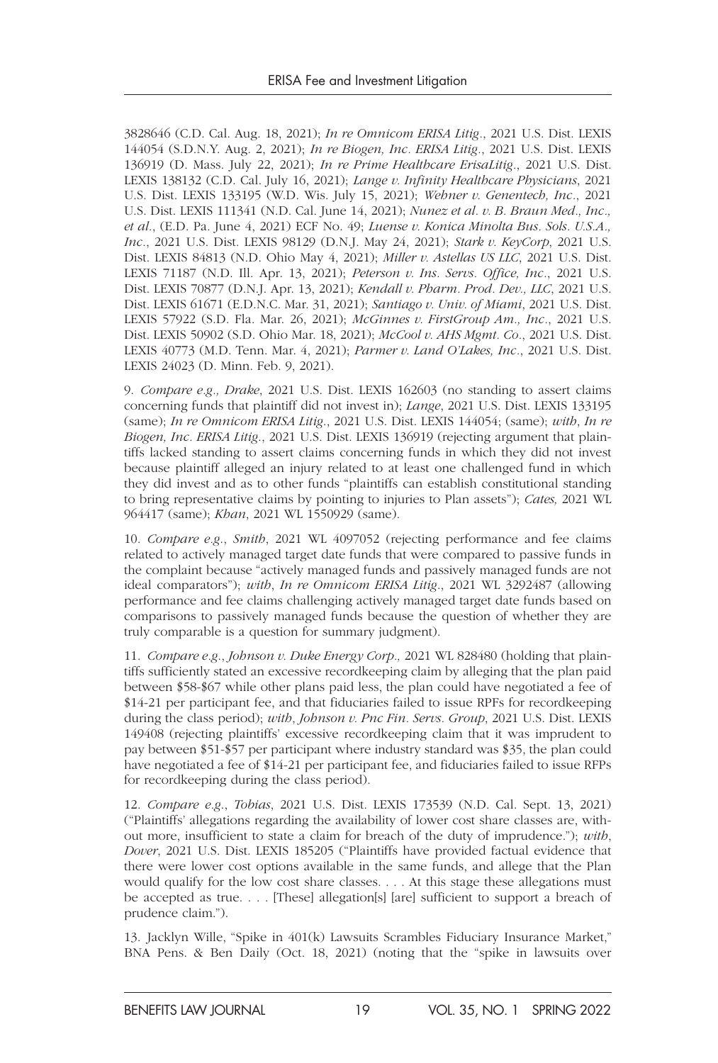3828646 (C.D. Cal. Aug. 18, 2021); *In re Omnicom ERISA Litig.*, 2021 U.S. Dist. LEXIS 144054 (S.D.N.Y. Aug. 2, 2021); *In re Biogen, Inc. ERISA Litig.*, 2021 U.S. Dist. LEXIS 136919 (D. Mass. July 22, 2021); *In re Prime Healthcare ErisaLitig.*, 2021 U.S. Dist. LEXIS 138132 (C.D. Cal. July 16, 2021); *Lange v. Infinity Healthcare Physicians*, 2021 U.S. Dist. LEXIS 133195 (W.D. Wis. July 15, 2021); *Wehner v. Genentech, Inc.*, 2021 U.S. Dist. LEXIS 111341 (N.D. Cal. June 14, 2021); *Nunez et al. v. B. Braun Med., Inc., et al.*, (E.D. Pa. June 4, 2021) ECF No. 49; *Luense v. Konica Minolta Bus. Sols. U.S.A., Inc.*, 2021 U.S. Dist. LEXIS 98129 (D.N.J. May 24, 2021); *Stark v. KeyCorp*, 2021 U.S. Dist. LEXIS 84813 (N.D. Ohio May 4, 2021); *Miller v. Astellas US LLC*, 2021 U.S. Dist. LEXIS 71187 (N.D. Ill. Apr. 13, 2021); *Peterson v. Ins. Servs. Office, Inc.*, 2021 U.S. Dist. LEXIS 70877 (D.N.J. Apr. 13, 2021); *Kendall v. Pharm. Prod. Dev., LLC*, 2021 U.S. Dist. LEXIS 61671 (E.D.N.C. Mar. 31, 2021); *Santiago v. Univ. of Miami*, 2021 U.S. Dist. LEXIS 57922 (S.D. Fla. Mar. 26, 2021); *McGinnes v. FirstGroup Am., Inc.*, 2021 U.S. Dist. LEXIS 50902 (S.D. Ohio Mar. 18, 2021); *McCool v. AHS Mgmt. Co.*, 2021 U.S. Dist. LEXIS 40773 (M.D. Tenn. Mar. 4, 2021); *Parmer v. Land O'Lakes, Inc.*, 2021 U.S. Dist. LEXIS 24023 (D. Minn. Feb. 9, 2021).

9. *Compare e.g., Drake*, 2021 U.S. Dist. LEXIS 162603 (no standing to assert claims concerning funds that plaintiff did not invest in); *Lange*, 2021 U.S. Dist. LEXIS 133195 (same); *In re Omnicom ERISA Litig.*, 2021 U.S. Dist. LEXIS 144054; (same); *with*, *In re Biogen, Inc. ERISA Litig.*, 2021 U.S. Dist. LEXIS 136919 (rejecting argument that plaintiffs lacked standing to assert claims concerning funds in which they did not invest because plaintiff alleged an injury related to at least one challenged fund in which they did invest and as to other funds "plaintiffs can establish constitutional standing to bring representative claims by pointing to injuries to Plan assets"); *Cates,* 2021 WL 964417 (same); *Khan*, 2021 WL 1550929 (same).

10. *Compare e.g.*, *Smith*, 2021 WL 4097052 (rejecting performance and fee claims related to actively managed target date funds that were compared to passive funds in the complaint because "actively managed funds and passively managed funds are not ideal comparators"); *with*, *In re Omnicom ERISA Litig.*, 2021 WL 3292487 (allowing performance and fee claims challenging actively managed target date funds based on comparisons to passively managed funds because the question of whether they are truly comparable is a question for summary judgment).

11. *Compare e.g.*, *Johnson v. Duke Energy Corp.,* 2021 WL 828480 (holding that plaintiffs sufficiently stated an excessive recordkeeping claim by alleging that the plan paid between $58-$67 while other plans paid less, the plan could have negotiated a fee of $14-21 per participant fee, and that fiduciaries failed to issue RPFs for recordkeeping during the class period); *with*, *Johnson v. Pnc Fin. Servs. Group*, 2021 U.S. Dist. LEXIS 149408 (rejecting plaintiffs' excessive recordkeeping claim that it was imprudent to pay between $51-$57 per participant where industry standard was $35, the plan could have negotiated a fee of $14-21 per participant fee, and fiduciaries failed to issue RFPs for recordkeeping during the class period).

12. *Compare e.g.*, *Tobias*, 2021 U.S. Dist. LEXIS 173539 (N.D. Cal. Sept. 13, 2021) ("Plaintiffs' allegations regarding the availability of lower cost share classes are, without more, insufficient to state a claim for breach of the duty of imprudence."); *with*, *Dover*, 2021 U.S. Dist. LEXIS 185205 ("Plaintiffs have provided factual evidence that there were lower cost options available in the same funds, and allege that the Plan would qualify for the low cost share classes. . . . At this stage these allegations must be accepted as true. . . . [These] allegation[s] [are] sufficient to support a breach of prudence claim.").

13. Jacklyn Wille, "Spike in 401(k) Lawsuits Scrambles Fiduciary Insurance Market," BNA Pens. & Ben Daily (Oct. 18, 2021) (noting that the "spike in lawsuits over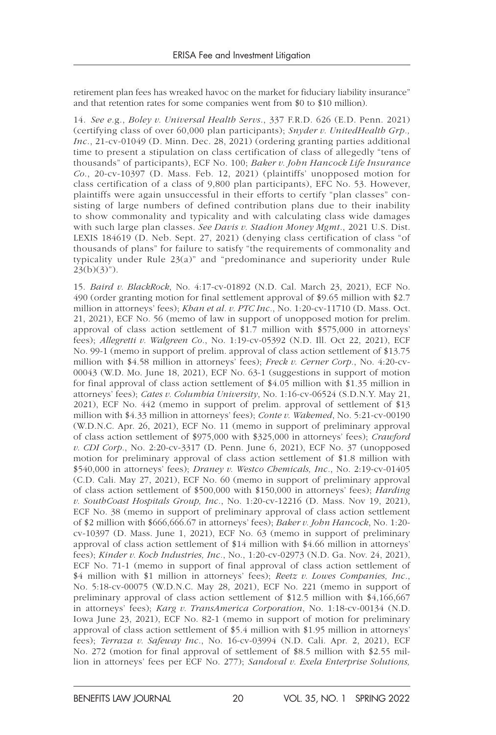retirement plan fees has wreaked havoc on the market for fiduciary liability insurance" and that retention rates for some companies went from $0 to $10 million).

14. *See e.g.*, *Boley v. Universal Health Servs.*, 337 F.R.D. 626 (E.D. Penn. 2021) (certifying class of over 60,000 plan participants); *Snyder v. UnitedHealth Grp., Inc.*, 21-cv-01049 (D. Minn. Dec. 28, 2021) (ordering granting parties additional time to present a stipulation on class certification of class of allegedly "tens of thousands" of participants), ECF No. 100; *Baker v. John Hancock Life Insurance Co.*, 20-cv-10397 (D. Mass. Feb. 12, 2021) (plaintiffs' unopposed motion for class certification of a class of 9,800 plan participants), EFC No. 53. However, plaintiffs were again unsuccessful in their efforts to certify "plan classes" consisting of large numbers of defined contribution plans due to their inability to show commonality and typicality and with calculating class wide damages with such large plan classes. *See Davis v. Stadion Money Mgmt.*, 2021 U.S. Dist. LEXIS 184619 (D. Neb. Sept. 27, 2021) (denying class certification of class "of thousands of plans" for failure to satisfy "the requirements of commonality and typicality under Rule 23(a)" and "predominance and superiority under Rule 23(b)(3)").

15. *Baird v. BlackRock*, No. 4:17-cv-01892 (N.D. Cal. March 23, 2021), ECF No. 490 (order granting motion for final settlement approval of $9.65 million with $2.7 million in attorneys' fees); *Khan et al. v. PTC Inc.*, No. 1:20-cv-11710 (D. Mass. Oct. 21, 2021), ECF No. 56 (memo of law in support of unopposed motion for prelim. approval of class action settlement of $1.7 million with $575,000 in attorneys' fees); *Allegretti v. Walgreen Co.*, No. 1:19-cv-05392 (N.D. Ill. Oct 22, 2021), ECF No. 99-1 (memo in support of prelim. approval of class action settlement of $13.75 million with $4.58 million in attorneys' fees); *Freck v. Cerner Corp.*, No. 4:20-cv-00043 (W.D. Mo. June 18, 2021), ECF No. 63-1 (suggestions in support of motion for final approval of class action settlement of $4.05 million with $1.35 million in attorneys' fees); *Cates v. Columbia University*, No. 1:16-cv-06524 (S.D.N.Y. May 21, 2021), ECF No. 442 (memo in support of prelim. approval of settlement of $13 million with $4.33 million in attorneys' fees); *Conte v. Wakemed*, No. 5:21-cv-00190 (W.D.N.C. Apr. 26, 2021), ECF No. 11 (memo in support of preliminary approval of class action settlement of $975,000 with $325,000 in attorneys' fees); *Crawford v. CDI Corp.*, No. 2:20-cv-3317 (D. Penn. June 6, 2021), ECF No. 37 (unopposed motion for preliminary approval of class action settlement of $1.8 million with $540,000 in attorneys' fees); *Draney v. Westco Chemicals, Inc.*, No. 2:19-cv-01405 (C.D. Cali. May 27, 2021), ECF No. 60 (memo in support of preliminary approval of class action settlement of $500,000 with $150,000 in attorneys' fees); *Harding v. SouthCoast Hospitals Group, Inc.*, No. 1:20-cv-12216 (D. Mass. Nov 19, 2021), ECF No. 38 (memo in support of preliminary approval of class action settlement of $2 million with $666,666.67 in attorneys' fees); *Baker v. John Hancock*, No. 1:20-cv-10397 (D. Mass. June 1, 2021), ECF No. 63 (memo in support of preliminary approval of class action settlement of $14 million with $4.66 million in attorneys' fees); *Kinder v. Koch Industries, Inc.*, No., 1:20-cv-02973 (N.D. Ga. Nov. 24, 2021), ECF No. 71-1 (memo in support of final approval of class action settlement of $4 million with $1 million in attorneys' fees); *Reetz v. Lowes Companies, Inc.*, No. 5:18-cv-00075 (W.D.N.C. May 28, 2021), ECF No. 221 (memo in support of preliminary approval of class action settlement of $12.5 million with $4,166,667 in attorneys' fees); *Karg v. TransAmerica Corporation*, No. 1:18-cv-00134 (N.D. Iowa June 23, 2021), ECF No. 82-1 (memo in support of motion for preliminary approval of class action settlement of $5.4 million with $1.95 million in attorneys' fees); *Terraza v. Safeway Inc.*, No. 16-cv-03994 (N.D. Cali. Apr. 2, 2021), ECF No. 272 (motion for final approval of settlement of $8.5 million with $2.55 million in attorneys' fees per ECF No. 277); *Sandoval v. Exela Enterprise Solutions,*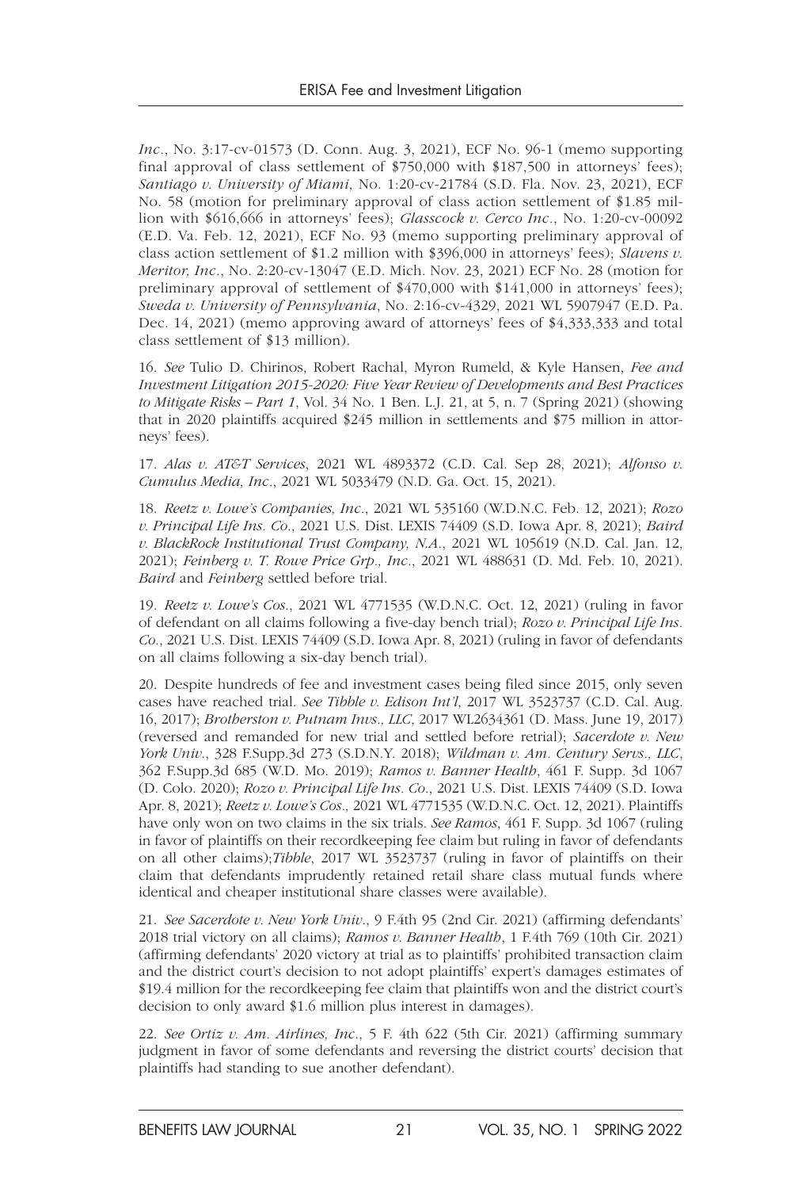*Inc*., No. 3:17-cv-01573 (D. Conn. Aug. 3, 2021), ECF No. 96-1 (memo supporting final approval of class settlement of $750,000 with $187,500 in attorneys' fees); *Santiago v. University of Miami*, No. 1:20-cv-21784 (S.D. Fla. Nov. 23, 2021), ECF No. 58 (motion for preliminary approval of class action settlement of $1.85 million with $616,666 in attorneys' fees); *Glasscock v. Cerco Inc*., No. 1:20-cv-00092 (E.D. Va. Feb. 12, 2021), ECF No. 93 (memo supporting preliminary approval of class action settlement of $1.2 million with $396,000 in attorneys' fees); *Slavens v. Meritor, Inc*., No. 2:20-cv-13047 (E.D. Mich. Nov. 23, 2021) ECF No. 28 (motion for preliminary approval of settlement of $470,000 with $141,000 in attorneys' fees); *Sweda v. University of Pennsylvania*, No. 2:16-cv-4329, 2021 WL 5907947 (E.D. Pa. Dec. 14, 2021) (memo approving award of attorneys' fees of $4,333,333 and total class settlement of $13 million).

16. *See* Tulio D. Chirinos, Robert Rachal, Myron Rumeld, & Kyle Hansen, *Fee and Investment Litigation 2015-2020: Five Year Review of Developments and Best Practices to Mitigate Risks – Part 1*, Vol. 34 No. 1 Ben. L.J. 21, at 5, n. 7 (Spring 2021) (showing that in 2020 plaintiffs acquired $245 million in settlements and $75 million in attorneys' fees).

17. *Alas v. AT&T Services*, 2021 WL 4893372 (C.D. Cal. Sep 28, 2021); *Alfonso v. Cumulus Media, Inc*., 2021 WL 5033479 (N.D. Ga. Oct. 15, 2021).

18. *Reetz v. Lowe's Companies, Inc*., 2021 WL 535160 (W.D.N.C. Feb. 12, 2021); *Rozo v. Principal Life Ins. Co*., 2021 U.S. Dist. LEXIS 74409 (S.D. Iowa Apr. 8, 2021); *Baird v. BlackRock Institutional Trust Company, N.A*., 2021 WL 105619 (N.D. Cal. Jan. 12, 2021); *Feinberg v. T. Rowe Price Grp., Inc*., 2021 WL 488631 (D. Md. Feb. 10, 2021). *Baird* and *Feinberg* settled before trial.

19. *Reetz v. Lowe's Cos*., 2021 WL 4771535 (W.D.N.C. Oct. 12, 2021) (ruling in favor of defendant on all claims following a five-day bench trial); *Rozo v. Principal Life Ins. Co*., 2021 U.S. Dist. LEXIS 74409 (S.D. Iowa Apr. 8, 2021) (ruling in favor of defendants on all claims following a six-day bench trial).

20. Despite hundreds of fee and investment cases being filed since 2015, only seven cases have reached trial. *See Tibble v. Edison Int'l*, 2017 WL 3523737 (C.D. Cal. Aug. 16, 2017); *Brotherston v. Putnam Invs., LLC*, 2017 WL2634361 (D. Mass. June 19, 2017) (reversed and remanded for new trial and settled before retrial); *Sacerdote v. New York Univ*., 328 F.Supp.3d 273 (S.D.N.Y. 2018); *Wildman v. Am. Century Servs., LLC*, 362 F.Supp.3d 685 (W.D. Mo. 2019); *Ramos v. Banner Health*, 461 F. Supp. 3d 1067 (D. Colo. 2020); *Rozo v. Principal Life Ins. Co*., 2021 U.S. Dist. LEXIS 74409 (S.D. Iowa Apr. 8, 2021); *Reetz v. Lowe's Cos*., 2021 WL 4771535 (W.D.N.C. Oct. 12, 2021). Plaintiffs have only won on two claims in the six trials. *See Ramos*, 461 F. Supp. 3d 1067 (ruling in favor of plaintiffs on their recordkeeping fee claim but ruling in favor of defendants on all other claims);*Tibble*, 2017 WL 3523737 (ruling in favor of plaintiffs on their claim that defendants imprudently retained retail share class mutual funds where identical and cheaper institutional share classes were available).

21. *See Sacerdote v. New York Univ*., 9 F.4th 95 (2nd Cir. 2021) (affirming defendants' 2018 trial victory on all claims); *Ramos v. Banner Health*, 1 F.4th 769 (10th Cir. 2021) (affirming defendants' 2020 victory at trial as to plaintiffs' prohibited transaction claim and the district court's decision to not adopt plaintiffs' expert's damages estimates of $19.4 million for the recordkeeping fee claim that plaintiffs won and the district court's decision to only award $1.6 million plus interest in damages).

22. *See Ortiz v. Am. Airlines, Inc*., 5 F. 4th 622 (5th Cir. 2021) (affirming summary judgment in favor of some defendants and reversing the district courts' decision that plaintiffs had standing to sue another defendant).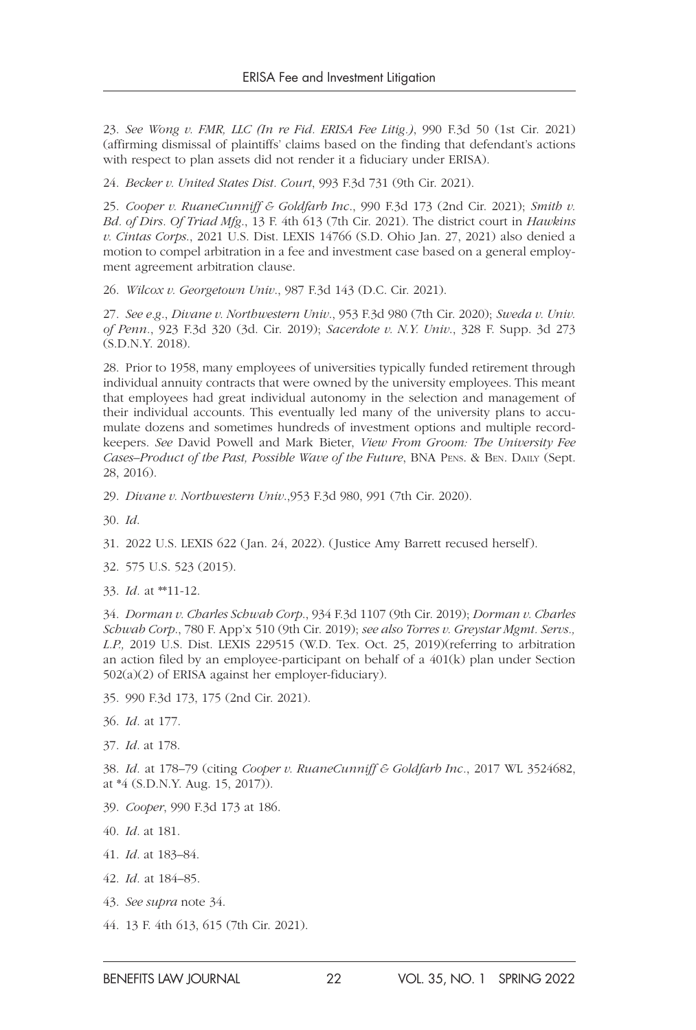23. *See Wong v. FMR, LLC (In re Fid. ERISA Fee Litig.)*, 990 F.3d 50 (1st Cir. 2021) (affirming dismissal of plaintiffs' claims based on the finding that defendant's actions with respect to plan assets did not render it a fiduciary under ERISA).

24. *Becker v. United States Dist. Court*, 993 F.3d 731 (9th Cir. 2021).

25. *Cooper v. RuaneCunniff & Goldfarb Inc.*, 990 F.3d 173 (2nd Cir. 2021); *Smith v. Bd. of Dirs. Of Triad Mfg.*, 13 F. 4th 613 (7th Cir. 2021). The district court in *Hawkins v. Cintas Corps.*, 2021 U.S. Dist. LEXIS 14766 (S.D. Ohio Jan. 27, 2021) also denied a motion to compel arbitration in a fee and investment case based on a general employment agreement arbitration clause.

26. *Wilcox v. Georgetown Univ.*, 987 F.3d 143 (D.C. Cir. 2021).

27. *See e.g.*, *Divane v. Northwestern Univ.*, 953 F.3d 980 (7th Cir. 2020); *Sweda v. Univ. of Penn.*, 923 F.3d 320 (3d. Cir. 2019); *Sacerdote v. N.Y. Univ.*, 328 F. Supp. 3d 273 (S.D.N.Y. 2018).

28. Prior to 1958, many employees of universities typically funded retirement through individual annuity contracts that were owned by the university employees. This meant that employees had great individual autonomy in the selection and management of their individual accounts. This eventually led many of the university plans to accumulate dozens and sometimes hundreds of investment options and multiple recordkeepers. *See* David Powell and Mark Bieter, *View From Groom: The University Fee Cases–Product of the Past, Possible Wave of the Future*, BNA PENS. & BEN. DAILY (Sept. 28, 2016).

29. *Divane v. Northwestern Univ.*,953 F.3d 980, 991 (7th Cir. 2020).

30. *Id.*

31. 2022 U.S. LEXIS 622 (Jan. 24, 2022). (Justice Amy Barrett recused herself).

32. 575 U.S. 523 (2015).

33. *Id.* at **11-12.

34. *Dorman v. Charles Schwab Corp.*, 934 F.3d 1107 (9th Cir. 2019); *Dorman v. Charles Schwab Corp.*, 780 F. App'x 510 (9th Cir. 2019); *see also Torres v. Greystar Mgmt. Servs., L.P.,* 2019 U.S. Dist. LEXIS 229515 (W.D. Tex. Oct. 25, 2019)(referring to arbitration an action filed by an employee-participant on behalf of a 401(k) plan under Section 502(a)(2) of ERISA against her employer-fiduciary).

35. 990 F.3d 173, 175 (2nd Cir. 2021).

36. *Id.* at 177.

37. *Id.* at 178.

38. *Id.* at 178–79 (citing *Cooper v. RuaneCunniff & Goldfarb Inc.*, 2017 WL 3524682, at *4 (S.D.N.Y. Aug. 15, 2017)).

39. *Cooper*, 990 F.3d 173 at 186.

40. *Id.* at 181.

41. *Id.* at 183–84.

42. *Id.* at 184–85.

43. *See supra* note 34.

44. 13 F. 4th 613, 615 (7th Cir. 2021).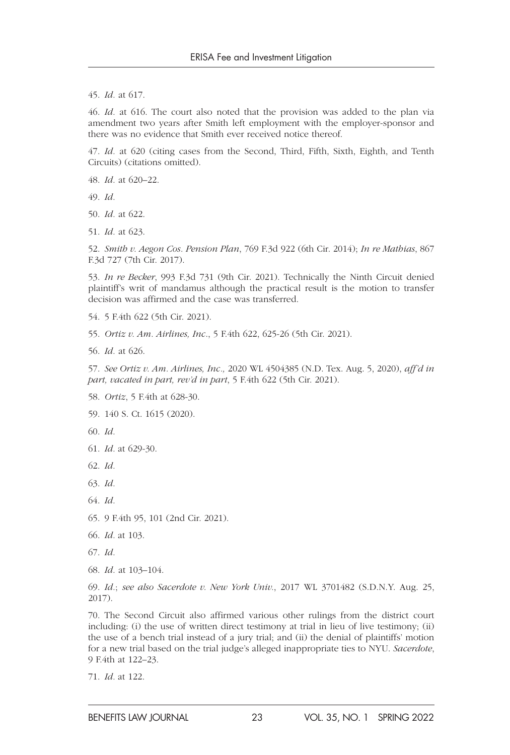45. *Id.* at 617.

46. *Id.* at 616. The court also noted that the provision was added to the plan via amendment two years after Smith left employment with the employer-sponsor and there was no evidence that Smith ever received notice thereof.

47. *Id.* at 620 (citing cases from the Second, Third, Fifth, Sixth, Eighth, and Tenth Circuits) (citations omitted).

48. *Id.* at 620–22.

49. *Id.*

50. *Id.* at 622.

51. *Id.* at 623.

52. *Smith v. Aegon Cos. Pension Plan*, 769 F.3d 922 (6th Cir. 2014); *In re Mathias*, 867 F.3d 727 (7th Cir. 2017).

53. *In re Becker*, 993 F.3d 731 (9th Cir. 2021). Technically the Ninth Circuit denied plaintiff's writ of mandamus although the practical result is the motion to transfer decision was affirmed and the case was transferred.

54. 5 F.4th 622 (5th Cir. 2021).

55. *Ortiz v. Am. Airlines, Inc.*, 5 F.4th 622, 625-26 (5th Cir. 2021).

56. *Id.* at 626.

57. *See Ortiz v. Am. Airlines, Inc.,* 2020 WL 4504385 (N.D. Tex. Aug. 5, 2020), *aff'd in part, vacated in part, rev'd in part*, 5 F.4th 622 (5th Cir. 2021).

58. *Ortiz*, 5 F.4th at 628-30.

59. 140 S. Ct. 1615 (2020).

60. *Id.*

61. *Id.* at 629-30.

62. *Id.*

63. *Id.*

64. *Id.*

65. 9 F.4th 95, 101 (2nd Cir. 2021).

66. *Id.* at 103.

67. *Id.*

68. *Id.* at 103–104.

69. *Id.*; *see also Sacerdote v. New York Univ.*, 2017 WL 3701482 (S.D.N.Y. Aug. 25, 2017).

70. The Second Circuit also affirmed various other rulings from the district court including: (i) the use of written direct testimony at trial in lieu of live testimony; (ii) the use of a bench trial instead of a jury trial; and (ii) the denial of plaintiffs' motion for a new trial based on the trial judge's alleged inappropriate ties to NYU. *Sacerdote*, 9 F.4th at 122–23.

71. *Id.* at 122.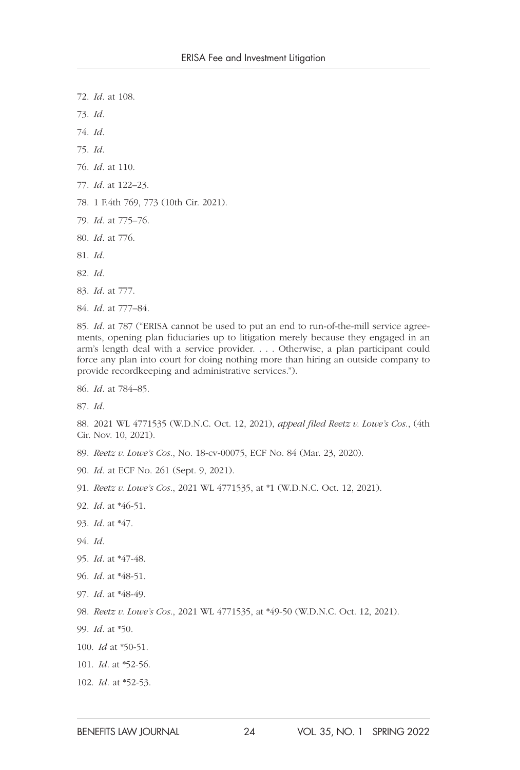72. *Id*. at 108.

73. *Id*.

74. *Id*.

75. *Id*.

76. *Id*. at 110.

77. *Id*. at 122–23.

78. 1 F.4th 769, 773 (10th Cir. 2021).

79. *Id*. at 775–76.

80. *Id*. at 776.

81. *Id*.

82. *Id*.

83. *Id*. at 777.

84. *Id*. at 777–84.

85. *Id*. at 787 ("ERISA cannot be used to put an end to run-of-the-mill service agreements, opening plan fiduciaries up to litigation merely because they engaged in an arm's length deal with a service provider. . . . Otherwise, a plan participant could force any plan into court for doing nothing more than hiring an outside company to provide recordkeeping and administrative services.").

86. *Id*. at 784–85.

87. *Id*.

88. 2021 WL 4771535 (W.D.N.C. Oct. 12, 2021), *appeal filed Reetz v. Lowe's Cos.*, (4th Cir. Nov. 10, 2021).

89. *Reetz v. Lowe's Cos.*, No. 18-cv-00075, ECF No. 84 (Mar. 23, 2020).

90. *Id*. at ECF No. 261 (Sept. 9, 2021).

91. *Reetz v. Lowe's Cos.*, 2021 WL 4771535, at *1 (W.D.N.C. Oct. 12, 2021).

92. *Id*. at *46-51.

93. *Id*. at *47.

94. *Id*.

95. *Id*. at *47-48.

96. *Id*. at *48-51.

97. *Id*. at *48-49.

98. *Reetz v. Lowe's Cos.*, 2021 WL 4771535, at *49-50 (W.D.N.C. Oct. 12, 2021).

99. *Id*. at *50.

100. *Id* at *50-51.

101. *Id*. at *52-56.

102. *Id*. at *52-53.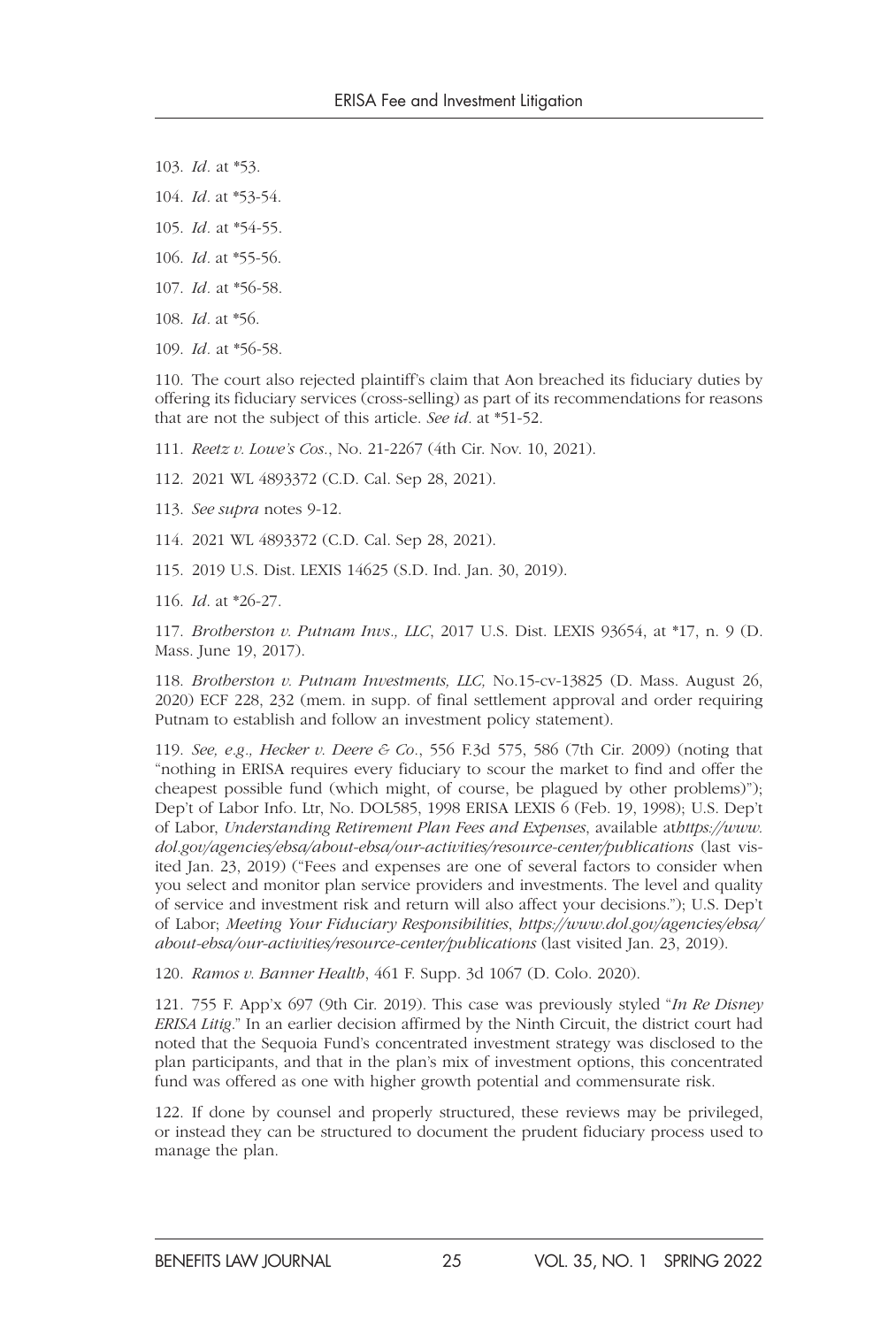103. *Id*. at *53.

104. *Id*. at *53-54.

105. *Id*. at *54-55.

106. *Id*. at *55-56.

107. *Id*. at *56-58.

108. *Id*. at *56.

109. *Id*. at *56-58.

110. The court also rejected plaintiff's claim that Aon breached its fiduciary duties by offering its fiduciary services (cross-selling) as part of its recommendations for reasons that are not the subject of this article. *See id*. at *51-52.

111. *Reetz v. Lowe's Cos*., No. 21-2267 (4th Cir. Nov. 10, 2021).

112. 2021 WL 4893372 (C.D. Cal. Sep 28, 2021).

113. *See supra* notes 9-12.

114. 2021 WL 4893372 (C.D. Cal. Sep 28, 2021).

115. 2019 U.S. Dist. LEXIS 14625 (S.D. Ind. Jan. 30, 2019).

116. *Id*. at *26-27.

117. *Brotherston v. Putnam Invs., LLC*, 2017 U.S. Dist. LEXIS 93654, at *17, n. 9 (D. Mass. June 19, 2017).

118. *Brotherston v. Putnam Investments, LLC,* No.15-cv-13825 (D. Mass. August 26, 2020) ECF 228, 232 (mem. in supp. of final settlement approval and order requiring Putnam to establish and follow an investment policy statement).

119. *See, e.g., Hecker v. Deere & Co*., 556 F.3d 575, 586 (7th Cir. 2009) (noting that "nothing in ERISA requires every fiduciary to scour the market to find and offer the cheapest possible fund (which might, of course, be plagued by other problems)"); Dep't of Labor Info. Ltr, No. DOL585, 1998 ERISA LEXIS 6 (Feb. 19, 1998); U.S. Dep't of Labor, *Understanding Retirement Plan Fees and Expenses*, available at*https://www.dol.gov/agencies/ebsa/about-ebsa/our-activities/resource-center/publications* (last visited Jan. 23, 2019) ("Fees and expenses are one of several factors to consider when you select and monitor plan service providers and investments. The level and quality of service and investment risk and return will also affect your decisions."); U.S. Dep't of Labor; *Meeting Your Fiduciary Responsibilities*, *https://www.dol.gov/agencies/ebsa/about-ebsa/our-activities/resource-center/publications* (last visited Jan. 23, 2019).

120. *Ramos v. Banner Health*, 461 F. Supp. 3d 1067 (D. Colo. 2020).

121. 755 F. App'x 697 (9th Cir. 2019). This case was previously styled "*In Re Disney ERISA Litig*." In an earlier decision affirmed by the Ninth Circuit, the district court had noted that the Sequoia Fund's concentrated investment strategy was disclosed to the plan participants, and that in the plan's mix of investment options, this concentrated fund was offered as one with higher growth potential and commensurate risk.

122. If done by counsel and properly structured, these reviews may be privileged, or instead they can be structured to document the prudent fiduciary process used to manage the plan.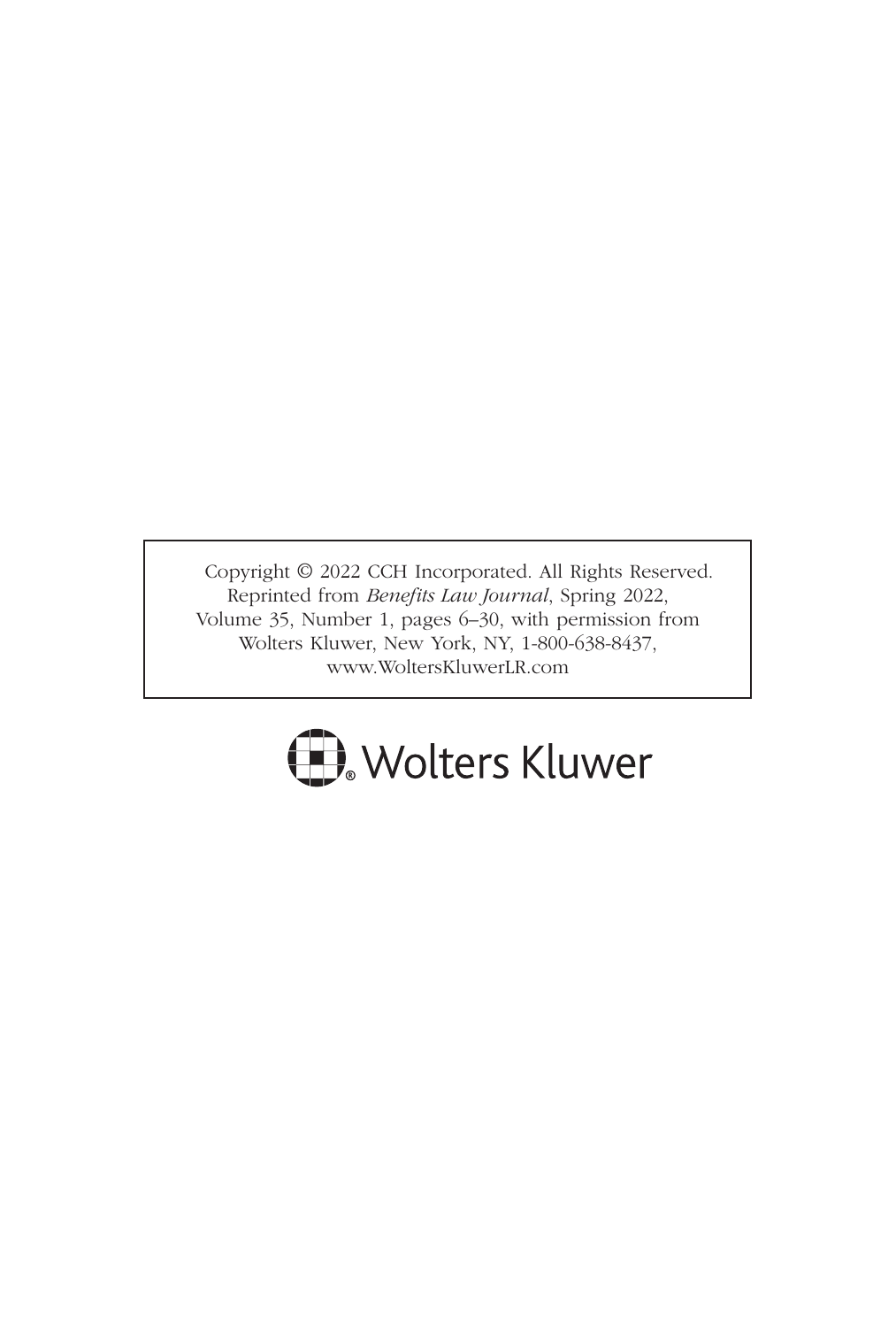Copyright © 2022 CCH Incorporated. All Rights Reserved.
Reprinted from *Benefits Law Journal*, Spring 2022,
Volume 35, Number 1, pages 6–30, with permission from
Wolters Kluwer, New York, NY, 1-800-638-8437,
www.WoltersKluwerLR.com

Wolters Kluwer